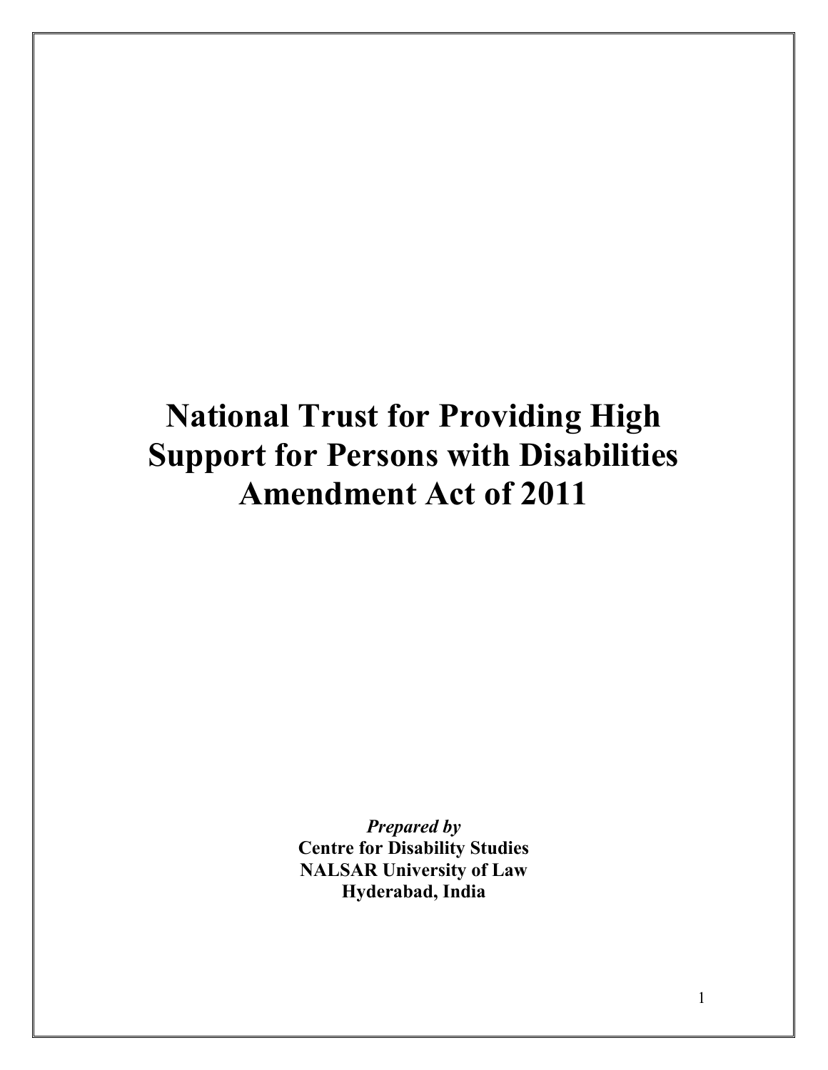# National Trust for Providing High Support for Persons with Disabilities Amendment Act of 2011

***Prepared by***
**Centre for Disability Studies**
**NALSAR University of Law**
**Hyderabad, India**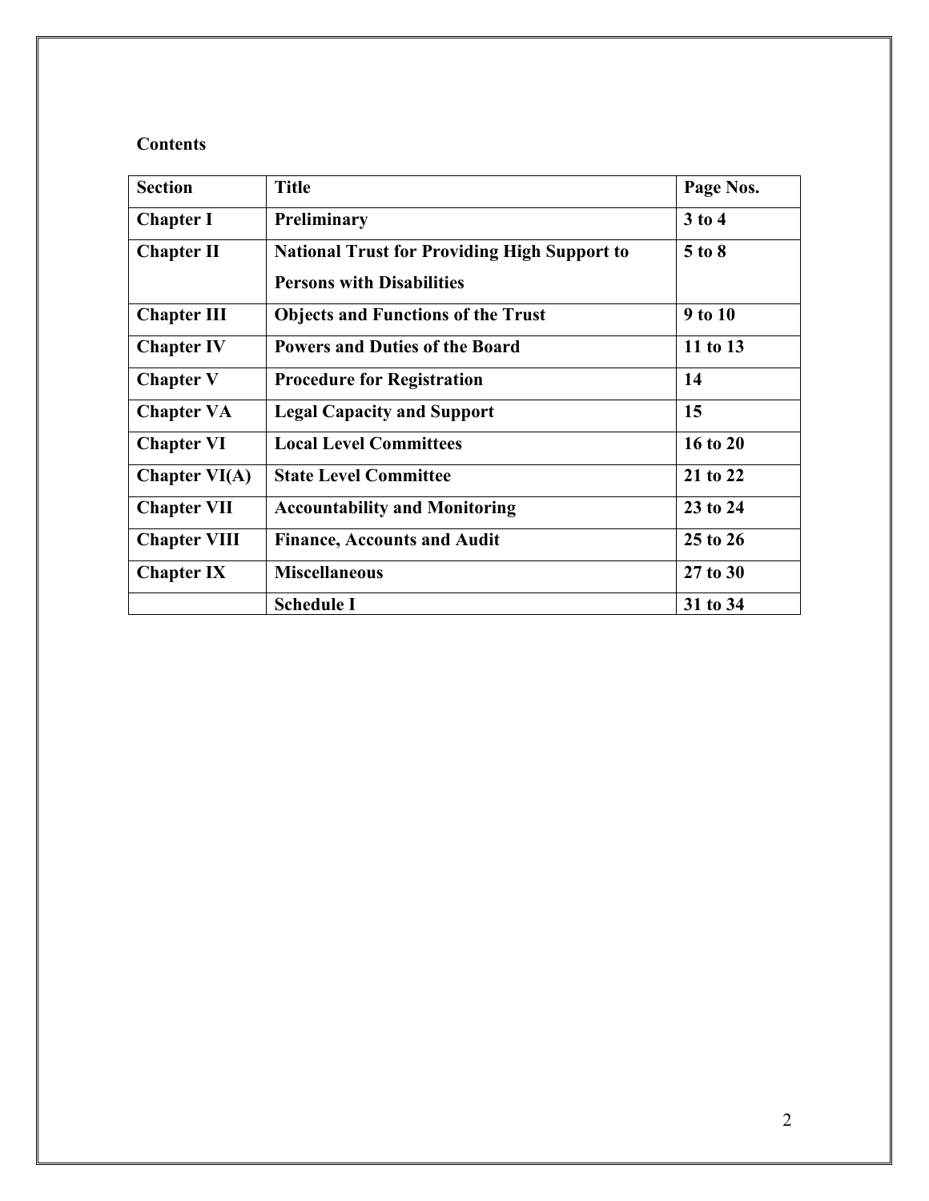**Contents**

| Section | Title | Page Nos. |
|---|---|---|
| **Chapter I** | **Preliminary** | **3 to 4** |
| **Chapter II** | **National Trust for Providing High Support to Persons with Disabilities** | **5 to 8** |
| **Chapter III** | **Objects and Functions of the Trust** | **9 to 10** |
| **Chapter IV** | **Powers and Duties of the Board** | **11 to 13** |
| **Chapter V** | **Procedure for Registration** | **14** |
| **Chapter VA** | **Legal Capacity and Support** | **15** |
| **Chapter VI** | **Local Level Committees** | **16 to 20** |
| **Chapter VI(A)** | **State Level Committee** | **21 to 22** |
| **Chapter VII** | **Accountability and Monitoring** | **23 to 24** |
| **Chapter VIII** | **Finance, Accounts and Audit** | **25 to 26** |
| **Chapter IX** | **Miscellaneous** | **27 to 30** |
| | **Schedule I** | **31 to 34** |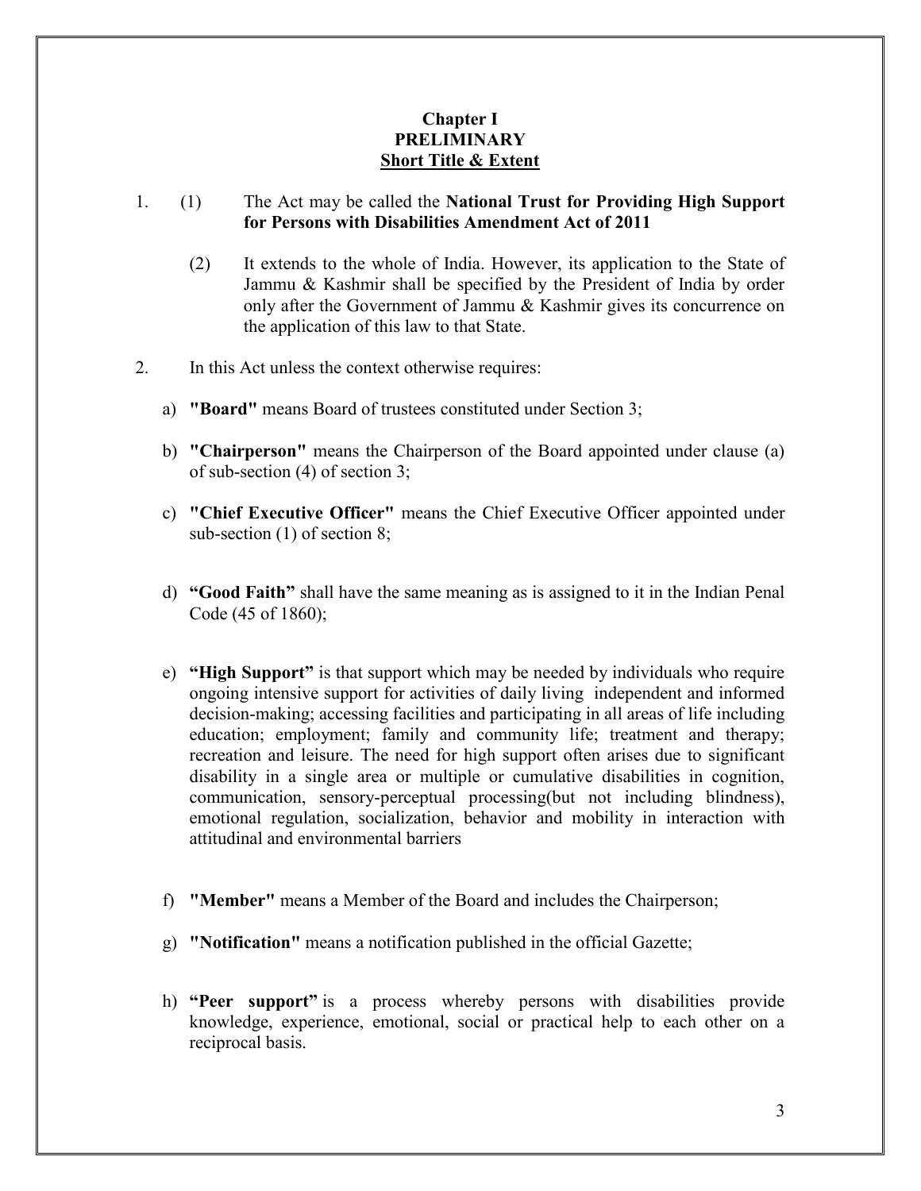# Chapter I
## PRELIMINARY
### Short Title & Extent

1. (1) The Act may be called the **National Trust for Providing High Support for Persons with Disabilities Amendment Act of 2011**

   (2) It extends to the whole of India. However, its application to the State of Jammu & Kashmir shall be specified by the President of India by order only after the Government of Jammu & Kashmir gives its concurrence on the application of this law to that State.

2. In this Act unless the context otherwise requires:

   a) **"Board"** means Board of trustees constituted under Section 3;

   b) **"Chairperson"** means the Chairperson of the Board appointed under clause (a) of sub-section (4) of section 3;

   c) **"Chief Executive Officer"** means the Chief Executive Officer appointed under sub-section (1) of section 8;

   d) **"Good Faith"** shall have the same meaning as is assigned to it in the Indian Penal Code (45 of 1860);

   e) **"High Support"** is that support which may be needed by individuals who require ongoing intensive support for activities of daily living independent and informed decision-making; accessing facilities and participating in all areas of life including education; employment; family and community life; treatment and therapy; recreation and leisure. The need for high support often arises due to significant disability in a single area or multiple or cumulative disabilities in cognition, communication, sensory-perceptual processing(but not including blindness), emotional regulation, socialization, behavior and mobility in interaction with attitudinal and environmental barriers

   f) **"Member"** means a Member of the Board and includes the Chairperson;

   g) **"Notification"** means a notification published in the official Gazette;

   h) **"Peer support"** is a process whereby persons with disabilities provide knowledge, experience, emotional, social or practical help to each other on a reciprocal basis.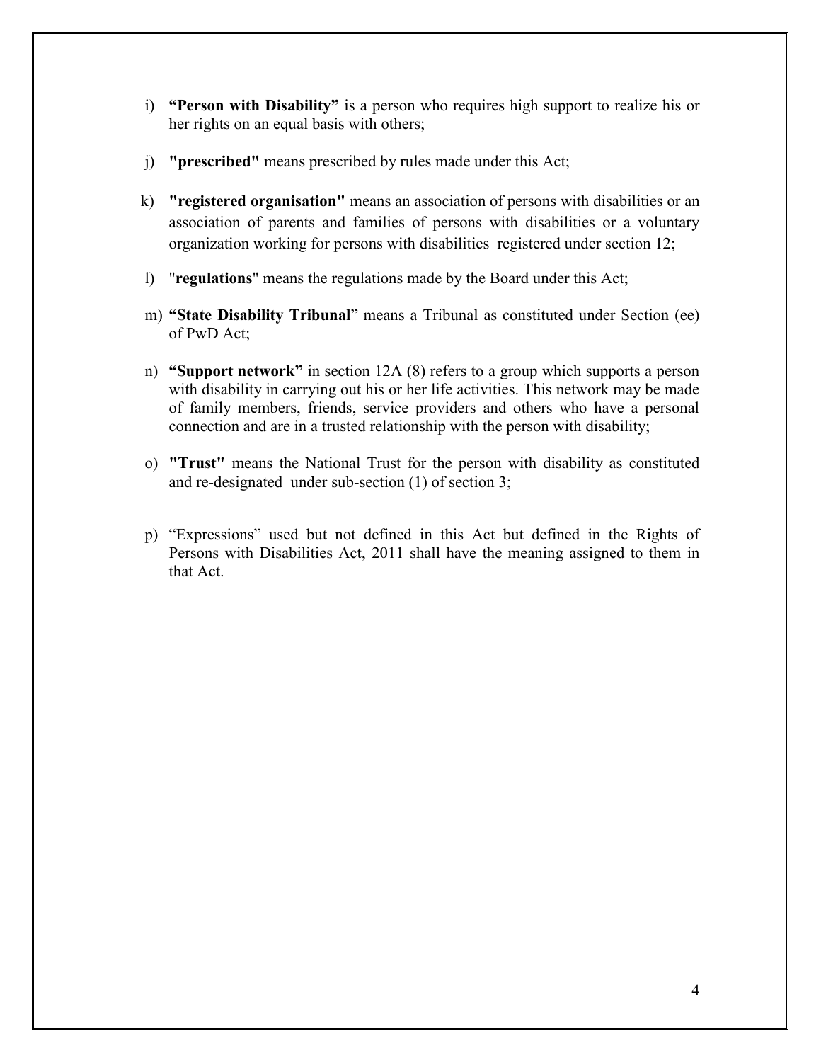i) **"Person with Disability"** is a person who requires high support to realize his or her rights on an equal basis with others;

j) **"prescribed"** means prescribed by rules made under this Act;

k) **"registered organisation"** means an association of persons with disabilities or an association of parents and families of persons with disabilities or a voluntary organization working for persons with disabilities registered under section 12;

l) "**regulations**" means the regulations made by the Board under this Act;

m) **"State Disability Tribunal**" means a Tribunal as constituted under Section (ee) of PwD Act;

n) **"Support network"** in section 12A (8) refers to a group which supports a person with disability in carrying out his or her life activities. This network may be made of family members, friends, service providers and others who have a personal connection and are in a trusted relationship with the person with disability;

o) **"Trust"** means the National Trust for the person with disability as constituted and re-designated under sub-section (1) of section 3;

p) "Expressions" used but not defined in this Act but defined in the Rights of Persons with Disabilities Act, 2011 shall have the meaning assigned to them in that Act.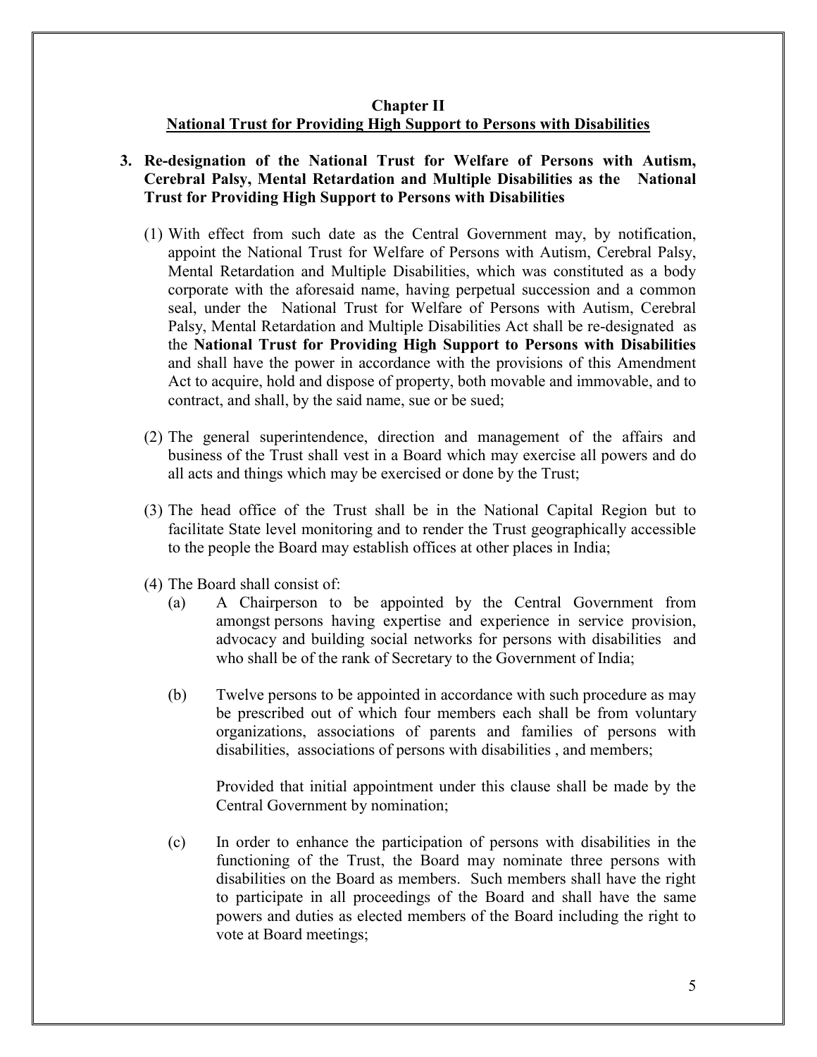## Chapter II
## National Trust for Providing High Support to Persons with Disabilities

**3. Re-designation of the National Trust for Welfare of Persons with Autism, Cerebral Palsy, Mental Retardation and Multiple Disabilities as the National Trust for Providing High Support to Persons with Disabilities**

(1) With effect from such date as the Central Government may, by notification, appoint the National Trust for Welfare of Persons with Autism, Cerebral Palsy, Mental Retardation and Multiple Disabilities, which was constituted as a body corporate with the aforesaid name, having perpetual succession and a common seal, under the National Trust for Welfare of Persons with Autism, Cerebral Palsy, Mental Retardation and Multiple Disabilities Act shall be re-designated as the **National Trust for Providing High Support to Persons with Disabilities** and shall have the power in accordance with the provisions of this Amendment Act to acquire, hold and dispose of property, both movable and immovable, and to contract, and shall, by the said name, sue or be sued;

(2) The general superintendence, direction and management of the affairs and business of the Trust shall vest in a Board which may exercise all powers and do all acts and things which may be exercised or done by the Trust;

(3) The head office of the Trust shall be in the National Capital Region but to facilitate State level monitoring and to render the Trust geographically accessible to the people the Board may establish offices at other places in India;

(4) The Board shall consist of:

(a) A Chairperson to be appointed by the Central Government from amongst persons having expertise and experience in service provision, advocacy and building social networks for persons with disabilities and who shall be of the rank of Secretary to the Government of India;

(b) Twelve persons to be appointed in accordance with such procedure as may be prescribed out of which four members each shall be from voluntary organizations, associations of parents and families of persons with disabilities, associations of persons with disabilities , and members;

Provided that initial appointment under this clause shall be made by the Central Government by nomination;

(c) In order to enhance the participation of persons with disabilities in the functioning of the Trust, the Board may nominate three persons with disabilities on the Board as members. Such members shall have the right to participate in all proceedings of the Board and shall have the same powers and duties as elected members of the Board including the right to vote at Board meetings;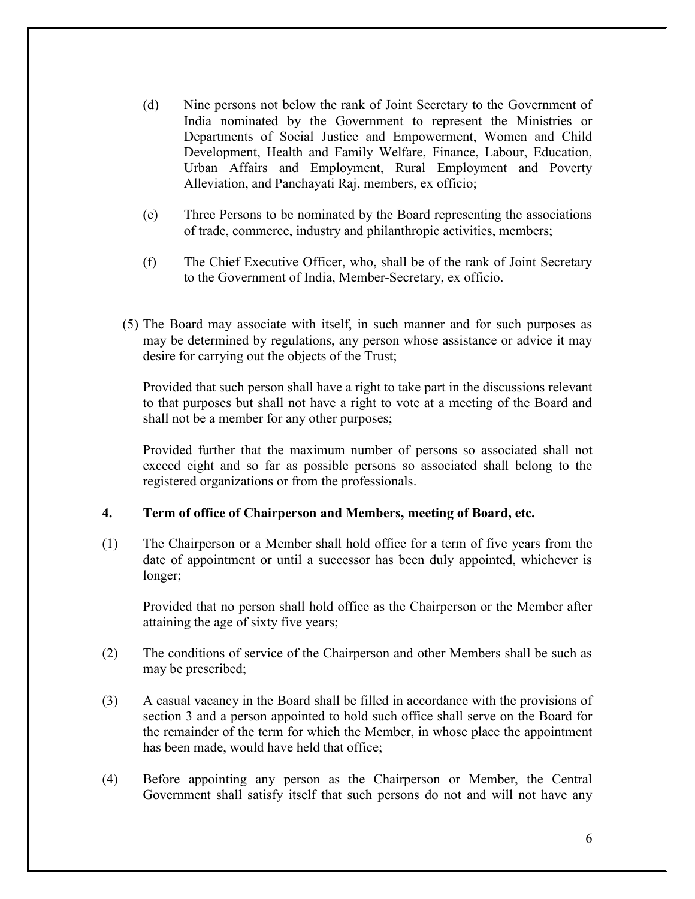(d) Nine persons not below the rank of Joint Secretary to the Government of India nominated by the Government to represent the Ministries or Departments of Social Justice and Empowerment, Women and Child Development, Health and Family Welfare, Finance, Labour, Education, Urban Affairs and Employment, Rural Employment and Poverty Alleviation, and Panchayati Raj, members, ex officio;

(e) Three Persons to be nominated by the Board representing the associations of trade, commerce, industry and philanthropic activities, members;

(f) The Chief Executive Officer, who, shall be of the rank of Joint Secretary to the Government of India, Member-Secretary, ex officio.

(5) The Board may associate with itself, in such manner and for such purposes as may be determined by regulations, any person whose assistance or advice it may desire for carrying out the objects of the Trust;

Provided that such person shall have a right to take part in the discussions relevant to that purposes but shall not have a right to vote at a meeting of the Board and shall not be a member for any other purposes;

Provided further that the maximum number of persons so associated shall not exceed eight and so far as possible persons so associated shall belong to the registered organizations or from the professionals.

### 4. Term of office of Chairperson and Members, meeting of Board, etc.

(1) The Chairperson or a Member shall hold office for a term of five years from the date of appointment or until a successor has been duly appointed, whichever is longer;

Provided that no person shall hold office as the Chairperson or the Member after attaining the age of sixty five years;

(2) The conditions of service of the Chairperson and other Members shall be such as may be prescribed;

(3) A casual vacancy in the Board shall be filled in accordance with the provisions of section 3 and a person appointed to hold such office shall serve on the Board for the remainder of the term for which the Member, in whose place the appointment has been made, would have held that office;

(4) Before appointing any person as the Chairperson or Member, the Central Government shall satisfy itself that such persons do not and will not have any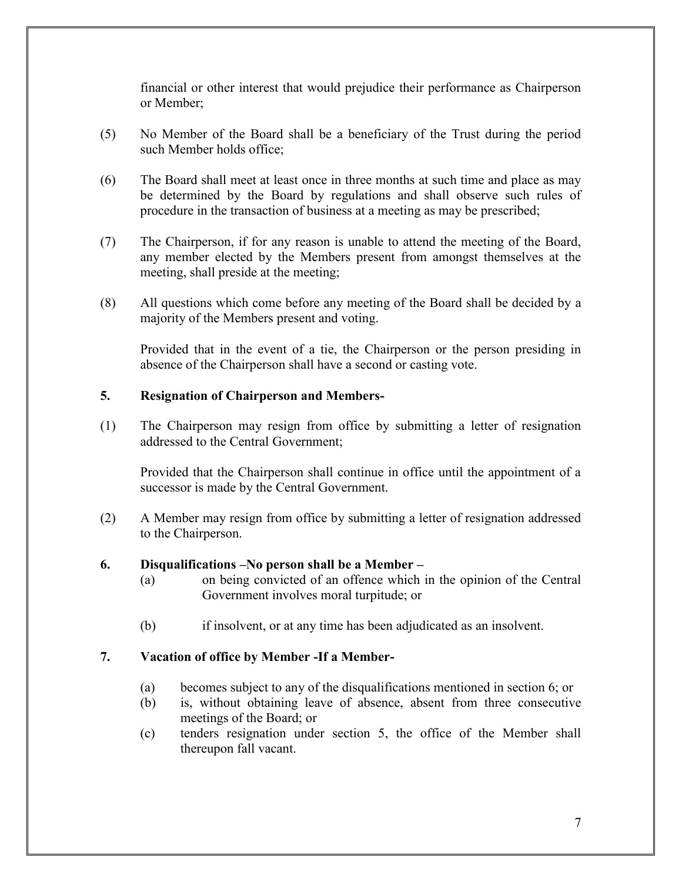financial or other interest that would prejudice their performance as Chairperson or Member;

(5) No Member of the Board shall be a beneficiary of the Trust during the period such Member holds office;

(6) The Board shall meet at least once in three months at such time and place as may be determined by the Board by regulations and shall observe such rules of procedure in the transaction of business at a meeting as may be prescribed;

(7) The Chairperson, if for any reason is unable to attend the meeting of the Board, any member elected by the Members present from amongst themselves at the meeting, shall preside at the meeting;

(8) All questions which come before any meeting of the Board shall be decided by a majority of the Members present and voting.

Provided that in the event of a tie, the Chairperson or the person presiding in absence of the Chairperson shall have a second or casting vote.

**5. Resignation of Chairperson and Members-**

(1) The Chairperson may resign from office by submitting a letter of resignation addressed to the Central Government;

Provided that the Chairperson shall continue in office until the appointment of a successor is made by the Central Government.

(2) A Member may resign from office by submitting a letter of resignation addressed to the Chairperson.

**6. Disqualifications –No person shall be a Member –**

(a) on being convicted of an offence which in the opinion of the Central Government involves moral turpitude; or

(b) if insolvent, or at any time has been adjudicated as an insolvent.

**7. Vacation of office by Member -If a Member-**

(a) becomes subject to any of the disqualifications mentioned in section 6; or
(b) is, without obtaining leave of absence, absent from three consecutive meetings of the Board; or
(c) tenders resignation under section 5, the office of the Member shall thereupon fall vacant.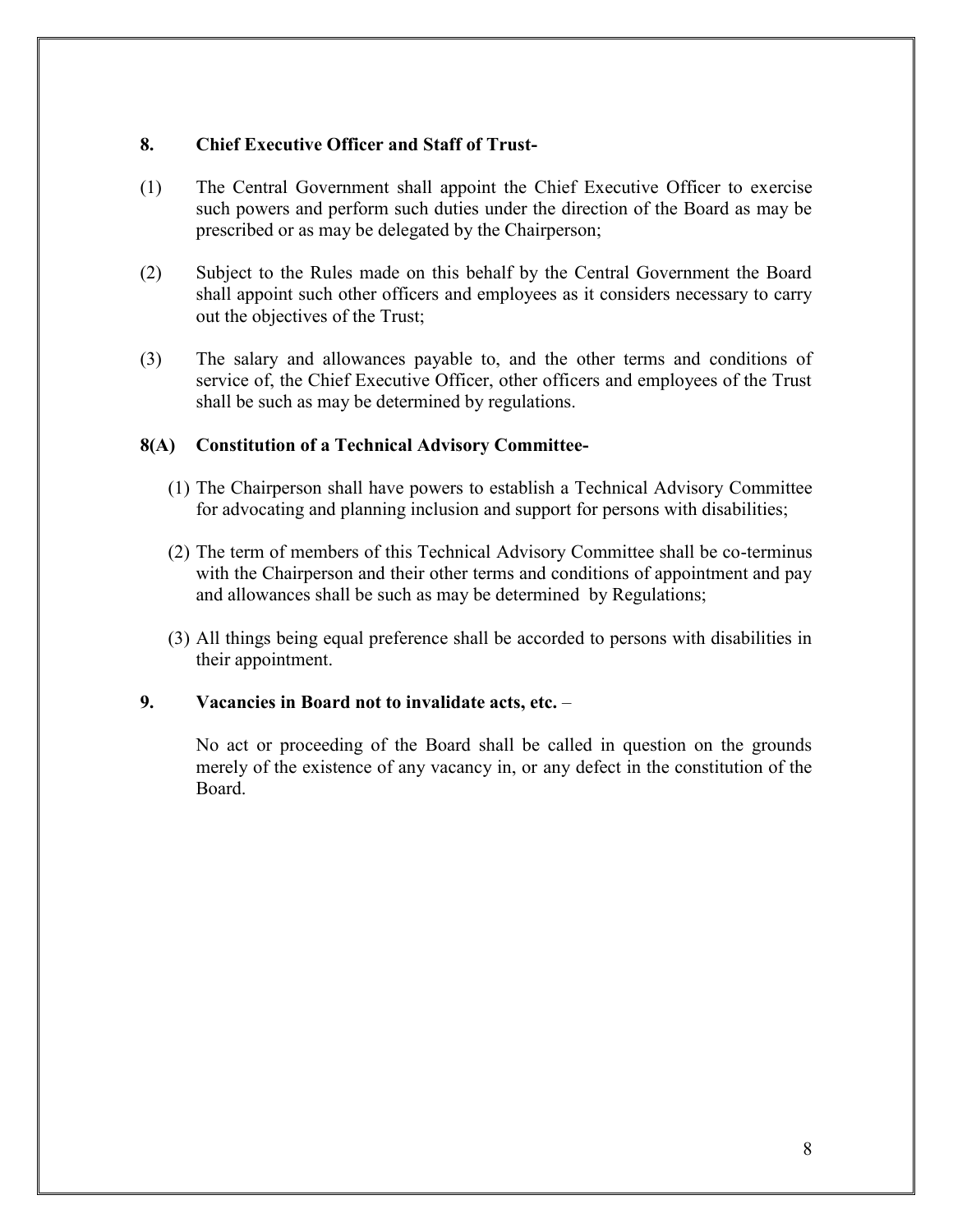**8. Chief Executive Officer and Staff of Trust-**

(1) The Central Government shall appoint the Chief Executive Officer to exercise such powers and perform such duties under the direction of the Board as may be prescribed or as may be delegated by the Chairperson;

(2) Subject to the Rules made on this behalf by the Central Government the Board shall appoint such other officers and employees as it considers necessary to carry out the objectives of the Trust;

(3) The salary and allowances payable to, and the other terms and conditions of service of, the Chief Executive Officer, other officers and employees of the Trust shall be such as may be determined by regulations.

**8(A) Constitution of a Technical Advisory Committee-**

(1) The Chairperson shall have powers to establish a Technical Advisory Committee for advocating and planning inclusion and support for persons with disabilities;

(2) The term of members of this Technical Advisory Committee shall be co-terminus with the Chairperson and their other terms and conditions of appointment and pay and allowances shall be such as may be determined by Regulations;

(3) All things being equal preference shall be accorded to persons with disabilities in their appointment.

**9. Vacancies in Board not to invalidate acts, etc.** –

No act or proceeding of the Board shall be called in question on the grounds merely of the existence of any vacancy in, or any defect in the constitution of the Board.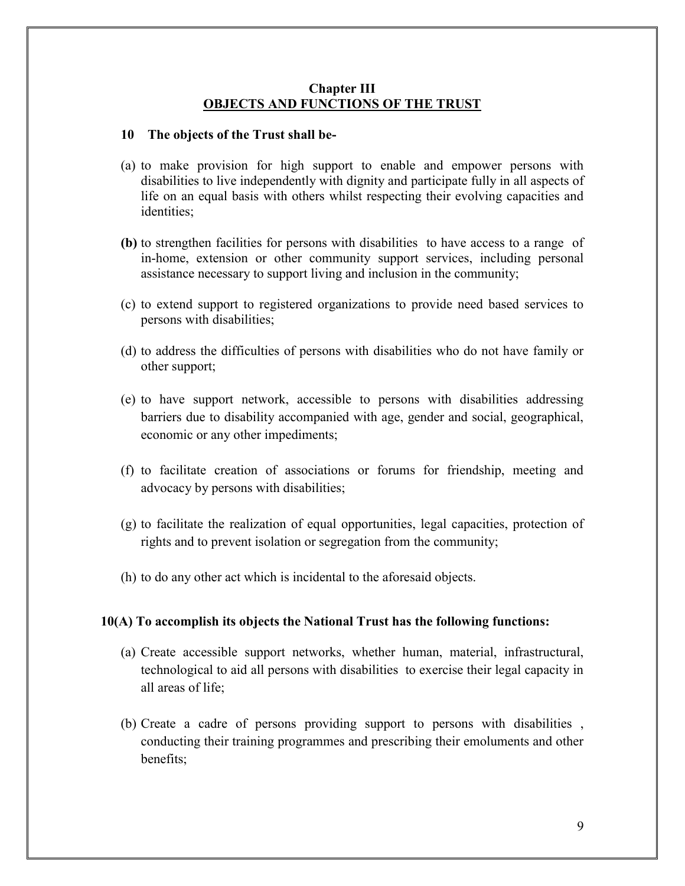## Chapter III
## OBJECTS AND FUNCTIONS OF THE TRUST

**10 The objects of the Trust shall be-**

(a) to make provision for high support to enable and empower persons with disabilities to live independently with dignity and participate fully in all aspects of life on an equal basis with others whilst respecting their evolving capacities and identities;

**(b)** to strengthen facilities for persons with disabilities to have access to a range of in-home, extension or other community support services, including personal assistance necessary to support living and inclusion in the community;

(c) to extend support to registered organizations to provide need based services to persons with disabilities;

(d) to address the difficulties of persons with disabilities who do not have family or other support;

(e) to have support network, accessible to persons with disabilities addressing barriers due to disability accompanied with age, gender and social, geographical, economic or any other impediments;

(f) to facilitate creation of associations or forums for friendship, meeting and advocacy by persons with disabilities;

(g) to facilitate the realization of equal opportunities, legal capacities, protection of rights and to prevent isolation or segregation from the community;

(h) to do any other act which is incidental to the aforesaid objects.

**10(A) To accomplish its objects the National Trust has the following functions:**

(a) Create accessible support networks, whether human, material, infrastructural, technological to aid all persons with disabilities to exercise their legal capacity in all areas of life;

(b) Create a cadre of persons providing support to persons with disabilities , conducting their training programmes and prescribing their emoluments and other benefits;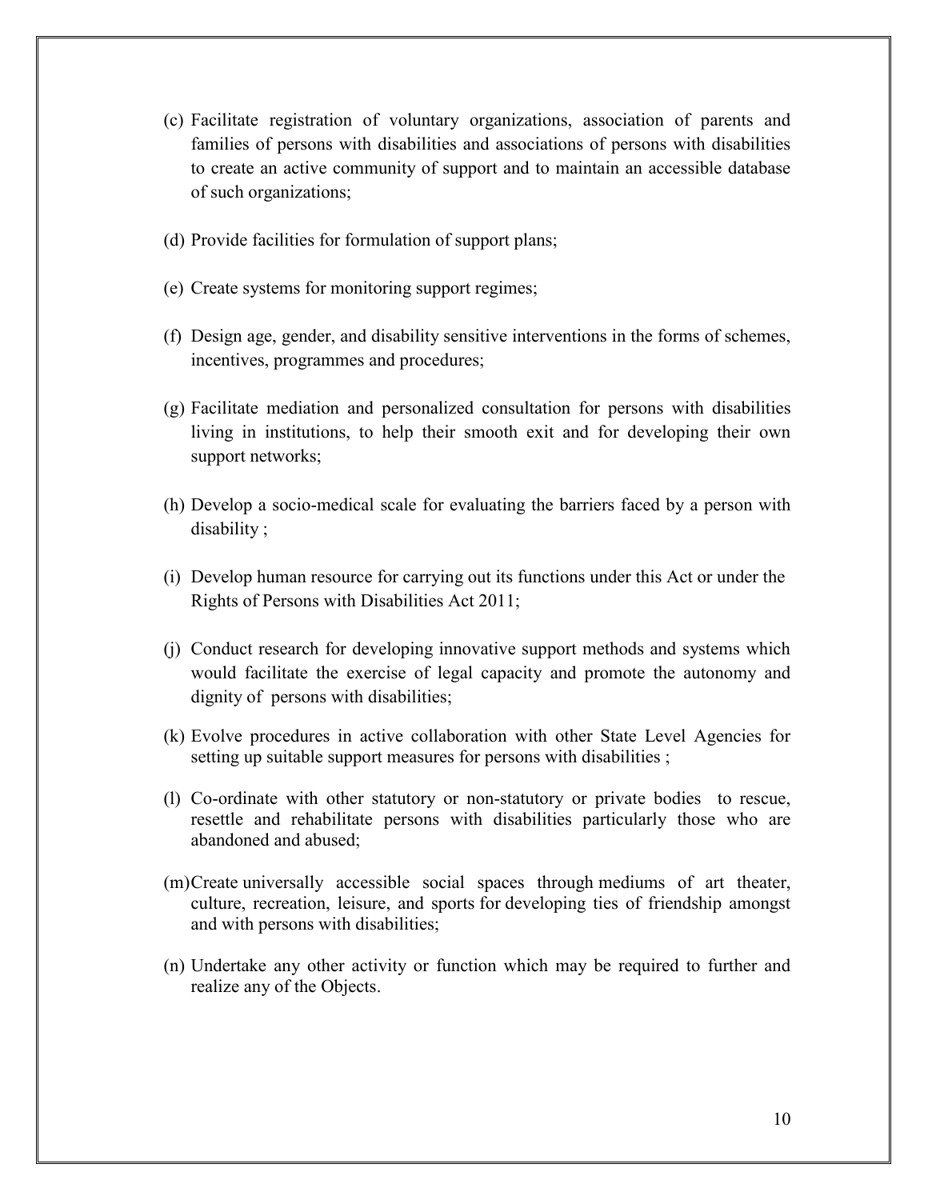(c) Facilitate registration of voluntary organizations, association of parents and families of persons with disabilities and associations of persons with disabilities to create an active community of support and to maintain an accessible database of such organizations;

(d) Provide facilities for formulation of support plans;

(e) Create systems for monitoring support regimes;

(f) Design age, gender, and disability sensitive interventions in the forms of schemes, incentives, programmes and procedures;

(g) Facilitate mediation and personalized consultation for persons with disabilities living in institutions, to help their smooth exit and for developing their own support networks;

(h) Develop a socio-medical scale for evaluating the barriers faced by a person with disability ;

(i) Develop human resource for carrying out its functions under this Act or under the Rights of Persons with Disabilities Act 2011;

(j) Conduct research for developing innovative support methods and systems which would facilitate the exercise of legal capacity and promote the autonomy and dignity of persons with disabilities;

(k) Evolve procedures in active collaboration with other State Level Agencies for setting up suitable support measures for persons with disabilities ;

(l) Co-ordinate with other statutory or non-statutory or private bodies to rescue, resettle and rehabilitate persons with disabilities particularly those who are abandoned and abused;

(m) Create universally accessible social spaces through mediums of art theater, culture, recreation, leisure, and sports for developing ties of friendship amongst and with persons with disabilities;

(n) Undertake any other activity or function which may be required to further and realize any of the Objects.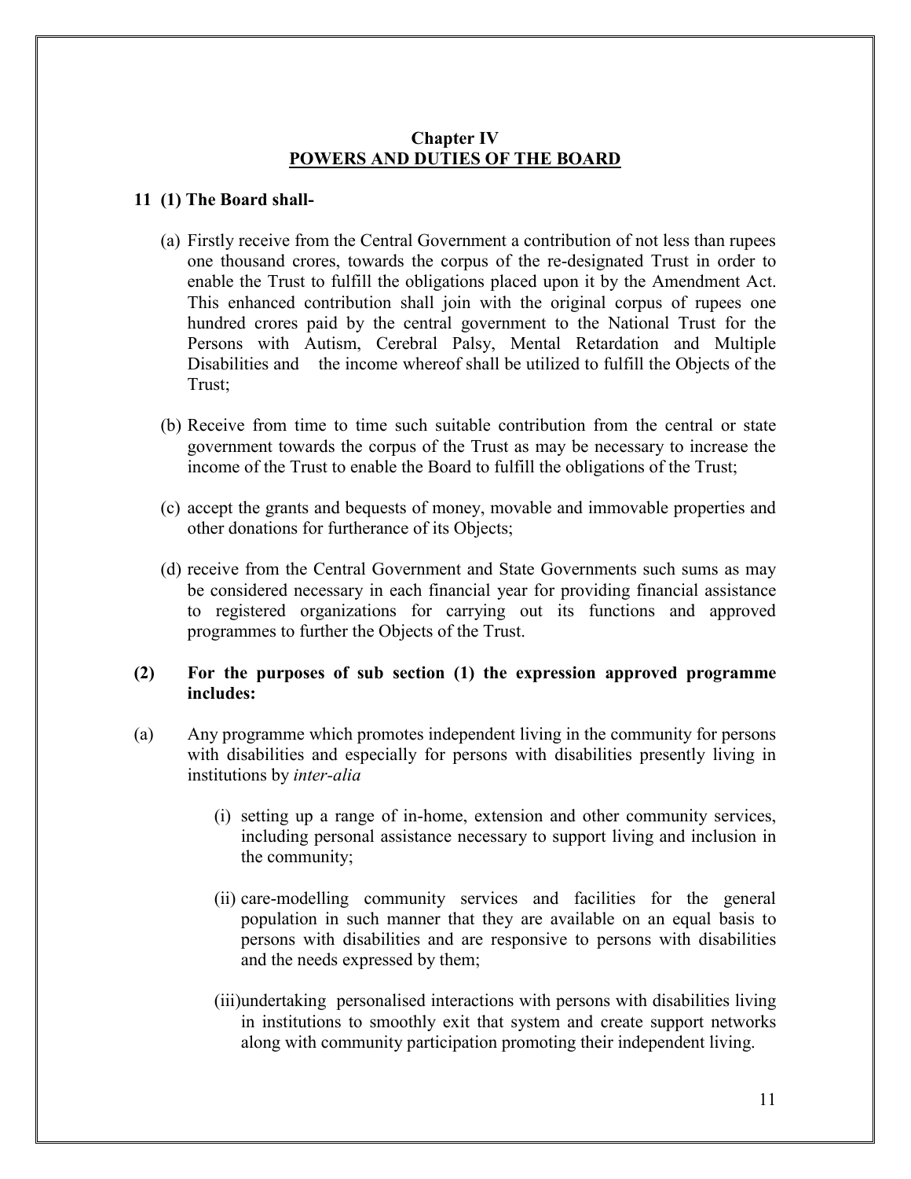## Chapter IV
## POWERS AND DUTIES OF THE BOARD

**11 (1) The Board shall-**

(a) Firstly receive from the Central Government a contribution of not less than rupees one thousand crores, towards the corpus of the re-designated Trust in order to enable the Trust to fulfill the obligations placed upon it by the Amendment Act. This enhanced contribution shall join with the original corpus of rupees one hundred crores paid by the central government to the National Trust for the Persons with Autism, Cerebral Palsy, Mental Retardation and Multiple Disabilities and the income whereof shall be utilized to fulfill the Objects of the Trust;

(b) Receive from time to time such suitable contribution from the central or state government towards the corpus of the Trust as may be necessary to increase the income of the Trust to enable the Board to fulfill the obligations of the Trust;

(c) accept the grants and bequests of money, movable and immovable properties and other donations for furtherance of its Objects;

(d) receive from the Central Government and State Governments such sums as may be considered necessary in each financial year for providing financial assistance to registered organizations for carrying out its functions and approved programmes to further the Objects of the Trust.

**(2) For the purposes of sub section (1) the expression approved programme includes:**

(a) Any programme which promotes independent living in the community for persons with disabilities and especially for persons with disabilities presently living in institutions by *inter-alia*

(i) setting up a range of in-home, extension and other community services, including personal assistance necessary to support living and inclusion in the community;

(ii) care-modelling community services and facilities for the general population in such manner that they are available on an equal basis to persons with disabilities and are responsive to persons with disabilities and the needs expressed by them;

(iii) undertaking personalised interactions with persons with disabilities living in institutions to smoothly exit that system and create support networks along with community participation promoting their independent living.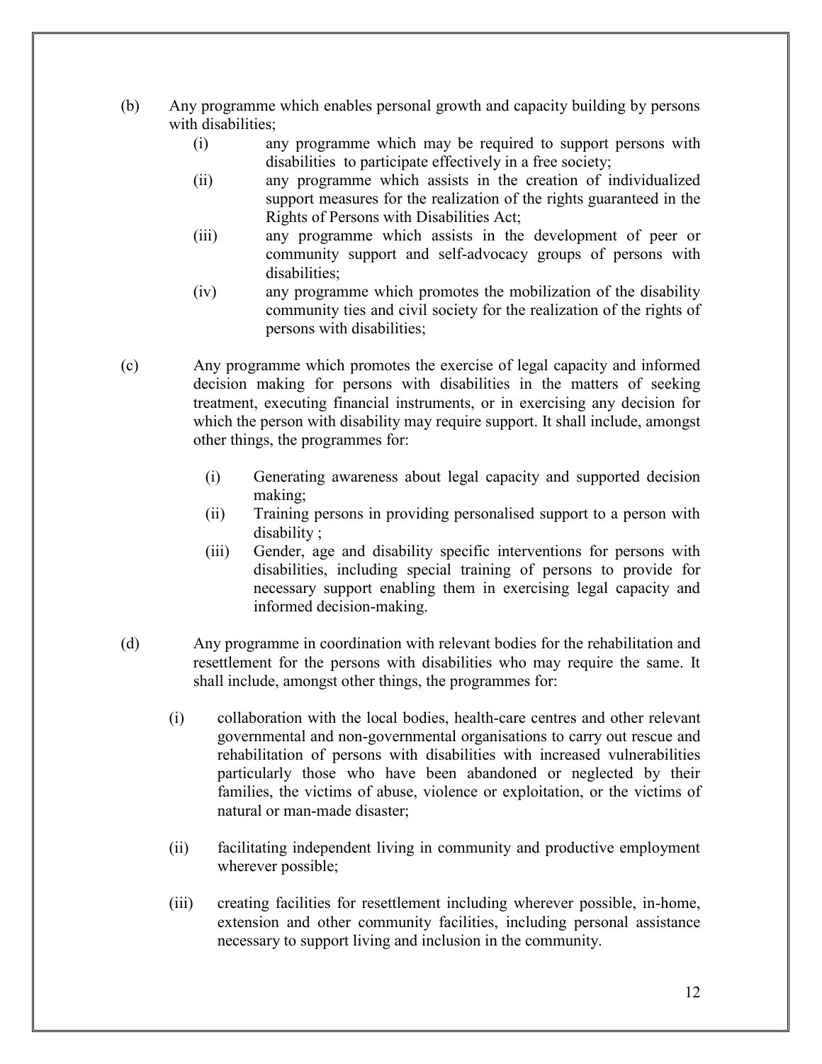(b) Any programme which enables personal growth and capacity building by persons with disabilities;

   (i) any programme which may be required to support persons with disabilities to participate effectively in a free society;
   (ii) any programme which assists in the creation of individualized support measures for the realization of the rights guaranteed in the Rights of Persons with Disabilities Act;
   (iii) any programme which assists in the development of peer or community support and self-advocacy groups of persons with disabilities;
   (iv) any programme which promotes the mobilization of the disability community ties and civil society for the realization of the rights of persons with disabilities;

(c) Any programme which promotes the exercise of legal capacity and informed decision making for persons with disabilities in the matters of seeking treatment, executing financial instruments, or in exercising any decision for which the person with disability may require support. It shall include, amongst other things, the programmes for:

   (i) Generating awareness about legal capacity and supported decision making;
   (ii) Training persons in providing personalised support to a person with disability ;
   (iii) Gender, age and disability specific interventions for persons with disabilities, including special training of persons to provide for necessary support enabling them in exercising legal capacity and informed decision-making.

(d) Any programme in coordination with relevant bodies for the rehabilitation and resettlement for the persons with disabilities who may require the same. It shall include, amongst other things, the programmes for:

   (i) collaboration with the local bodies, health-care centres and other relevant governmental and non-governmental organisations to carry out rescue and rehabilitation of persons with disabilities with increased vulnerabilities particularly those who have been abandoned or neglected by their families, the victims of abuse, violence or exploitation, or the victims of natural or man-made disaster;

   (ii) facilitating independent living in community and productive employment wherever possible;

   (iii) creating facilities for resettlement including wherever possible, in-home, extension and other community facilities, including personal assistance necessary to support living and inclusion in the community.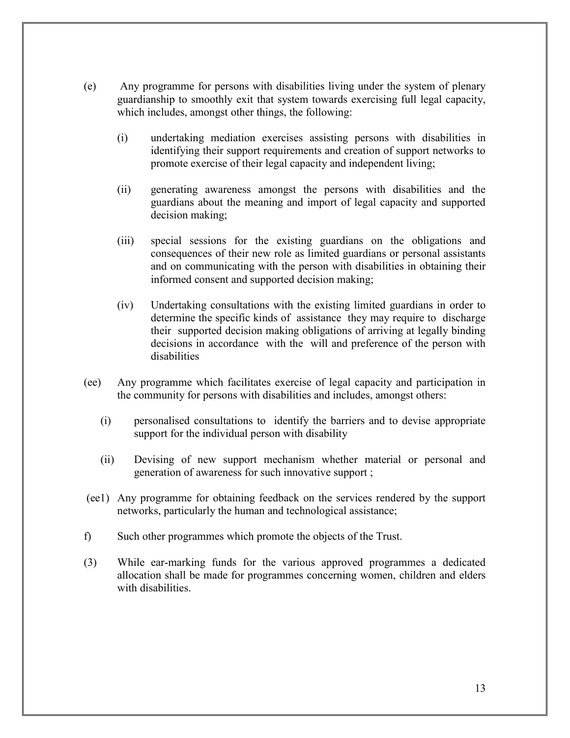(e) Any programme for persons with disabilities living under the system of plenary guardianship to smoothly exit that system towards exercising full legal capacity, which includes, amongst other things, the following:

  (i) undertaking mediation exercises assisting persons with disabilities in identifying their support requirements and creation of support networks to promote exercise of their legal capacity and independent living;

  (ii) generating awareness amongst the persons with disabilities and the guardians about the meaning and import of legal capacity and supported decision making;

  (iii) special sessions for the existing guardians on the obligations and consequences of their new role as limited guardians or personal assistants and on communicating with the person with disabilities in obtaining their informed consent and supported decision making;

  (iv) Undertaking consultations with the existing limited guardians in order to determine the specific kinds of assistance they may require to discharge their supported decision making obligations of arriving at legally binding decisions in accordance with the will and preference of the person with disabilities

(ee) Any programme which facilitates exercise of legal capacity and participation in the community for persons with disabilities and includes, amongst others:

  (i) personalised consultations to identify the barriers and to devise appropriate support for the individual person with disability

  (ii) Devising of new support mechanism whether material or personal and generation of awareness for such innovative support ;

(ee1) Any programme for obtaining feedback on the services rendered by the support networks, particularly the human and technological assistance;

f) Such other programmes which promote the objects of the Trust.

(3) While ear-marking funds for the various approved programmes a dedicated allocation shall be made for programmes concerning women, children and elders with disabilities.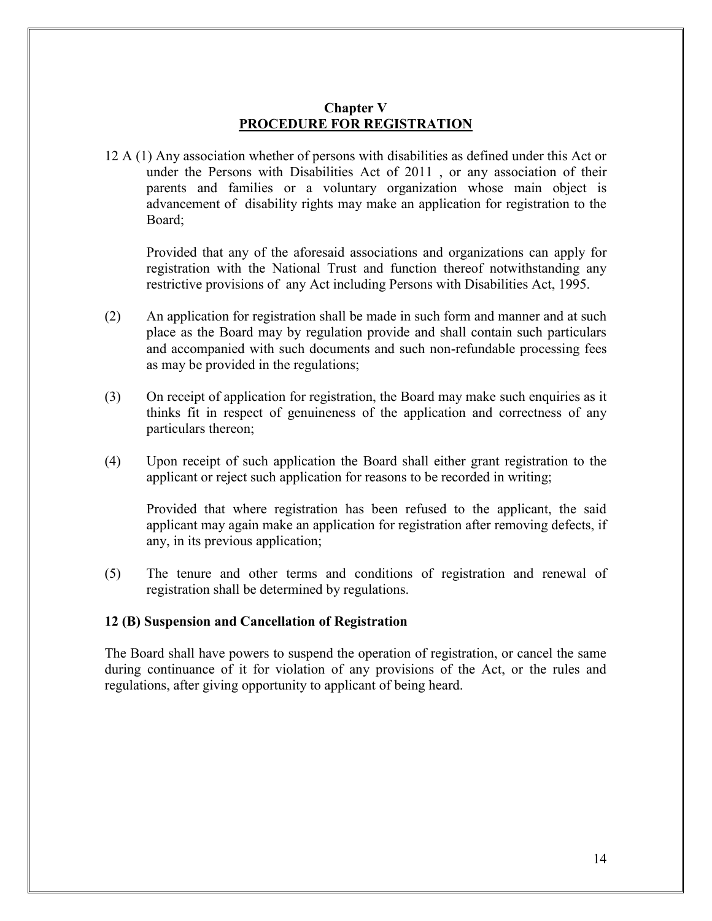## Chapter V
## PROCEDURE FOR REGISTRATION

12 A (1) Any association whether of persons with disabilities as defined under this Act or under the Persons with Disabilities Act of 2011 , or any association of their parents and families or a voluntary organization whose main object is advancement of disability rights may make an application for registration to the Board;

Provided that any of the aforesaid associations and organizations can apply for registration with the National Trust and function thereof notwithstanding any restrictive provisions of any Act including Persons with Disabilities Act, 1995.

(2) An application for registration shall be made in such form and manner and at such place as the Board may by regulation provide and shall contain such particulars and accompanied with such documents and such non-refundable processing fees as may be provided in the regulations;

(3) On receipt of application for registration, the Board may make such enquiries as it thinks fit in respect of genuineness of the application and correctness of any particulars thereon;

(4) Upon receipt of such application the Board shall either grant registration to the applicant or reject such application for reasons to be recorded in writing;

Provided that where registration has been refused to the applicant, the said applicant may again make an application for registration after removing defects, if any, in its previous application;

(5) The tenure and other terms and conditions of registration and renewal of registration shall be determined by regulations.

**12 (B) Suspension and Cancellation of Registration**

The Board shall have powers to suspend the operation of registration, or cancel the same during continuance of it for violation of any provisions of the Act, or the rules and regulations, after giving opportunity to applicant of being heard.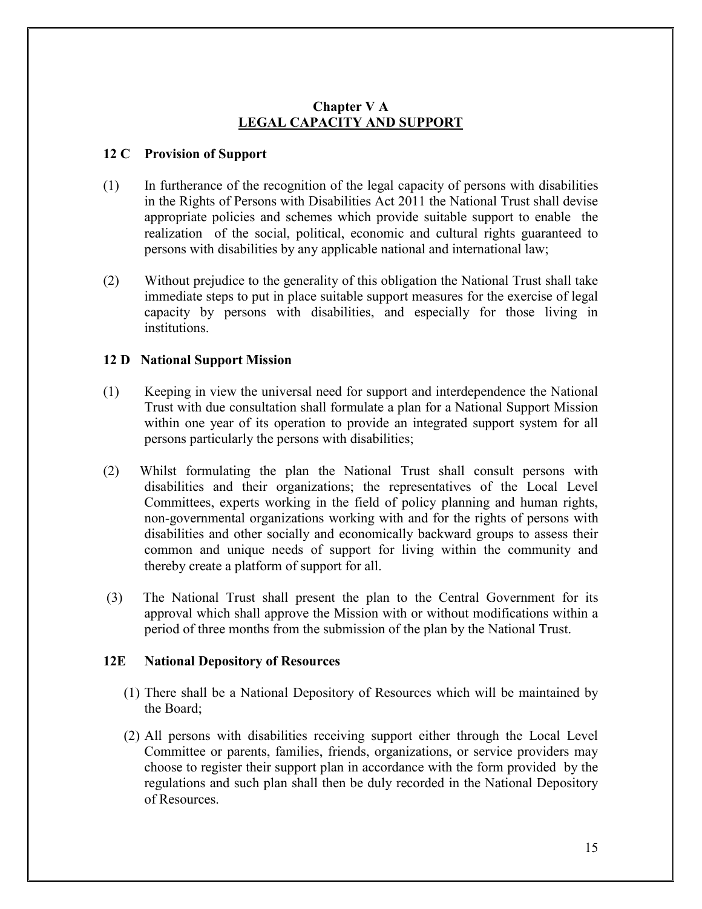## Chapter V A
## LEGAL CAPACITY AND SUPPORT

### 12 C Provision of Support

(1) In furtherance of the recognition of the legal capacity of persons with disabilities in the Rights of Persons with Disabilities Act 2011 the National Trust shall devise appropriate policies and schemes which provide suitable support to enable the realization of the social, political, economic and cultural rights guaranteed to persons with disabilities by any applicable national and international law;

(2) Without prejudice to the generality of this obligation the National Trust shall take immediate steps to put in place suitable support measures for the exercise of legal capacity by persons with disabilities, and especially for those living in institutions.

### 12 D National Support Mission

(1) Keeping in view the universal need for support and interdependence the National Trust with due consultation shall formulate a plan for a National Support Mission within one year of its operation to provide an integrated support system for all persons particularly the persons with disabilities;

(2) Whilst formulating the plan the National Trust shall consult persons with disabilities and their organizations; the representatives of the Local Level Committees, experts working in the field of policy planning and human rights, non-governmental organizations working with and for the rights of persons with disabilities and other socially and economically backward groups to assess their common and unique needs of support for living within the community and thereby create a platform of support for all.

(3) The National Trust shall present the plan to the Central Government for its approval which shall approve the Mission with or without modifications within a period of three months from the submission of the plan by the National Trust.

### 12E National Depository of Resources

(1) There shall be a National Depository of Resources which will be maintained by the Board;

(2) All persons with disabilities receiving support either through the Local Level Committee or parents, families, friends, organizations, or service providers may choose to register their support plan in accordance with the form provided by the regulations and such plan shall then be duly recorded in the National Depository of Resources.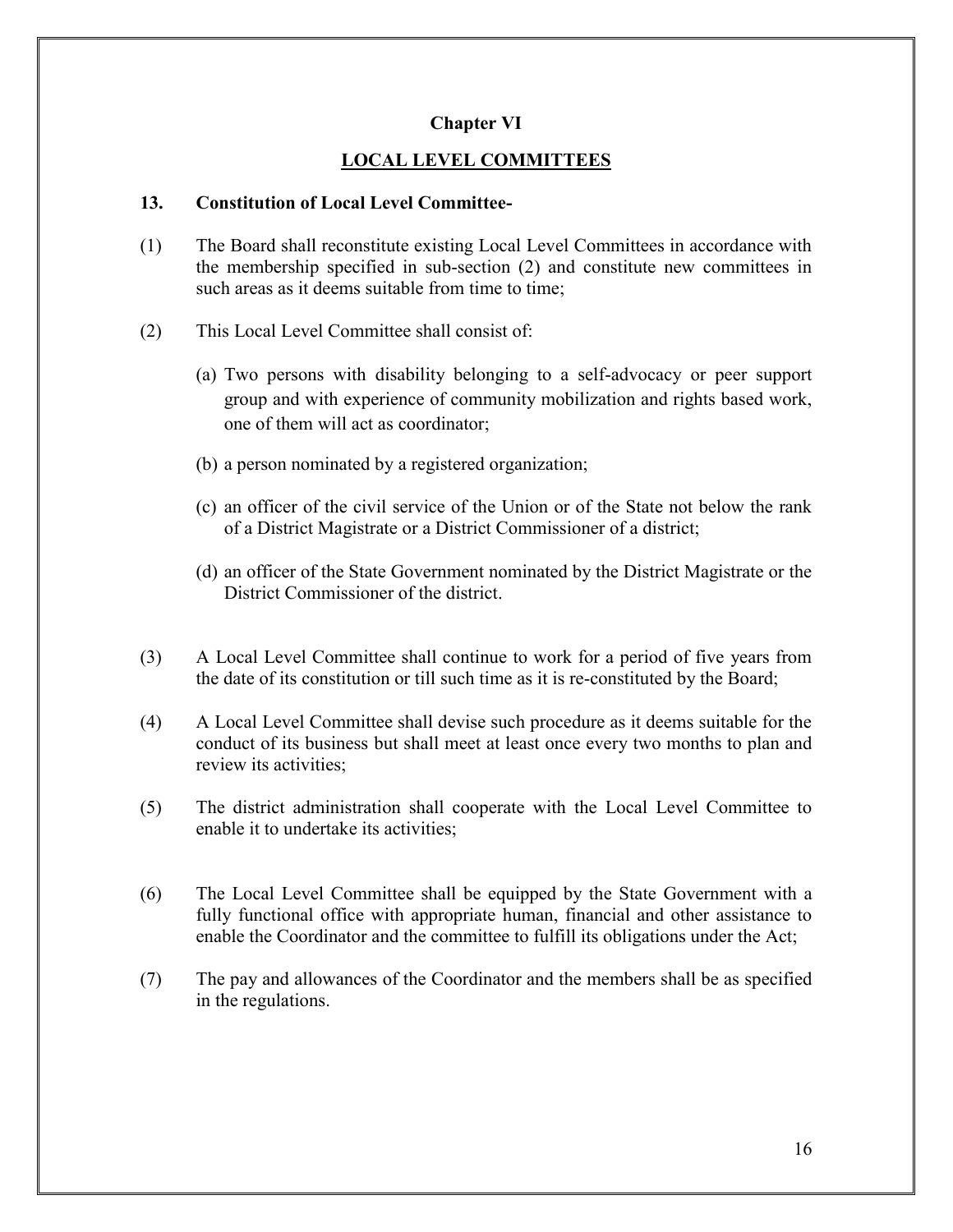## Chapter VI

## LOCAL LEVEL COMMITTEES

### 13. Constitution of Local Level Committee-

(1) The Board shall reconstitute existing Local Level Committees in accordance with the membership specified in sub-section (2) and constitute new committees in such areas as it deems suitable from time to time;

(2) This Local Level Committee shall consist of:

(a) Two persons with disability belonging to a self-advocacy or peer support group and with experience of community mobilization and rights based work, one of them will act as coordinator;

(b) a person nominated by a registered organization;

(c) an officer of the civil service of the Union or of the State not below the rank of a District Magistrate or a District Commissioner of a district;

(d) an officer of the State Government nominated by the District Magistrate or the District Commissioner of the district.

(3) A Local Level Committee shall continue to work for a period of five years from the date of its constitution or till such time as it is re-constituted by the Board;

(4) A Local Level Committee shall devise such procedure as it deems suitable for the conduct of its business but shall meet at least once every two months to plan and review its activities;

(5) The district administration shall cooperate with the Local Level Committee to enable it to undertake its activities;

(6) The Local Level Committee shall be equipped by the State Government with a fully functional office with appropriate human, financial and other assistance to enable the Coordinator and the committee to fulfill its obligations under the Act;

(7) The pay and allowances of the Coordinator and the members shall be as specified in the regulations.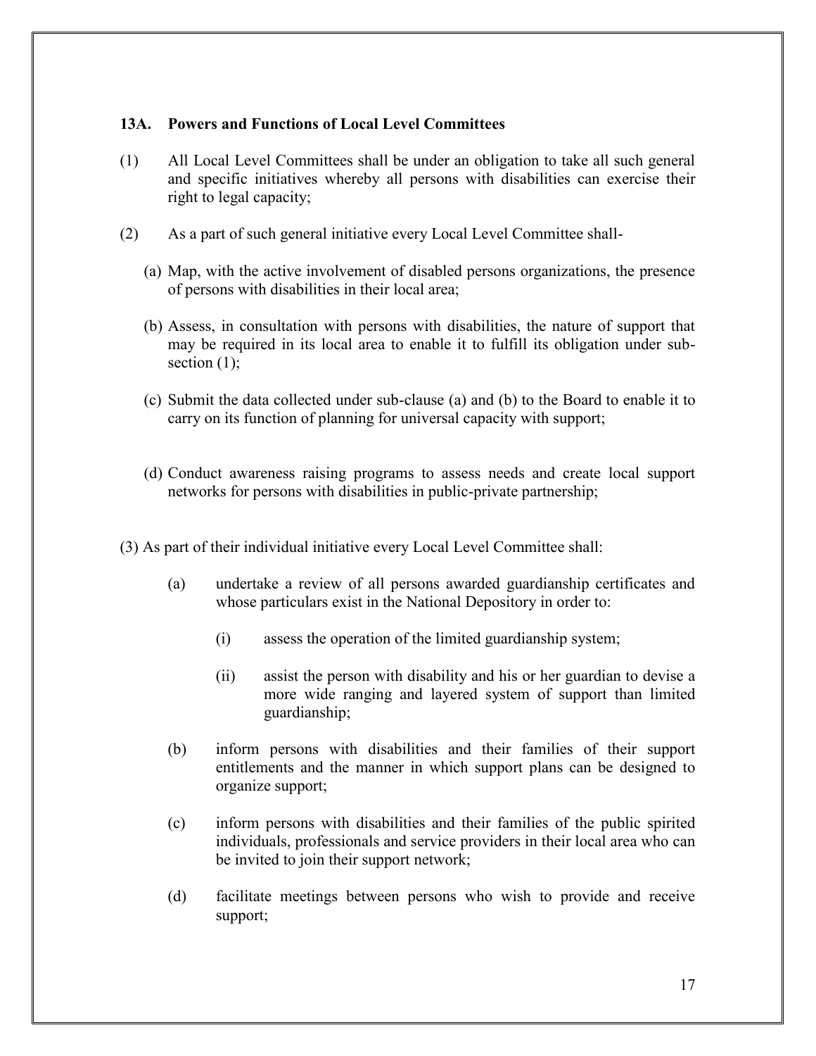### 13A. Powers and Functions of Local Level Committees

(1) All Local Level Committees shall be under an obligation to take all such general and specific initiatives whereby all persons with disabilities can exercise their right to legal capacity;

(2) As a part of such general initiative every Local Level Committee shall-

   (a) Map, with the active involvement of disabled persons organizations, the presence of persons with disabilities in their local area;

   (b) Assess, in consultation with persons with disabilities, the nature of support that may be required in its local area to enable it to fulfill its obligation under sub-section (1);

   (c) Submit the data collected under sub-clause (a) and (b) to the Board to enable it to carry on its function of planning for universal capacity with support;

   (d) Conduct awareness raising programs to assess needs and create local support networks for persons with disabilities in public-private partnership;

(3) As part of their individual initiative every Local Level Committee shall:

   (a) undertake a review of all persons awarded guardianship certificates and whose particulars exist in the National Depository in order to:

      (i) assess the operation of the limited guardianship system;

      (ii) assist the person with disability and his or her guardian to devise a more wide ranging and layered system of support than limited guardianship;

   (b) inform persons with disabilities and their families of their support entitlements and the manner in which support plans can be designed to organize support;

   (c) inform persons with disabilities and their families of the public spirited individuals, professionals and service providers in their local area who can be invited to join their support network;

   (d) facilitate meetings between persons who wish to provide and receive support;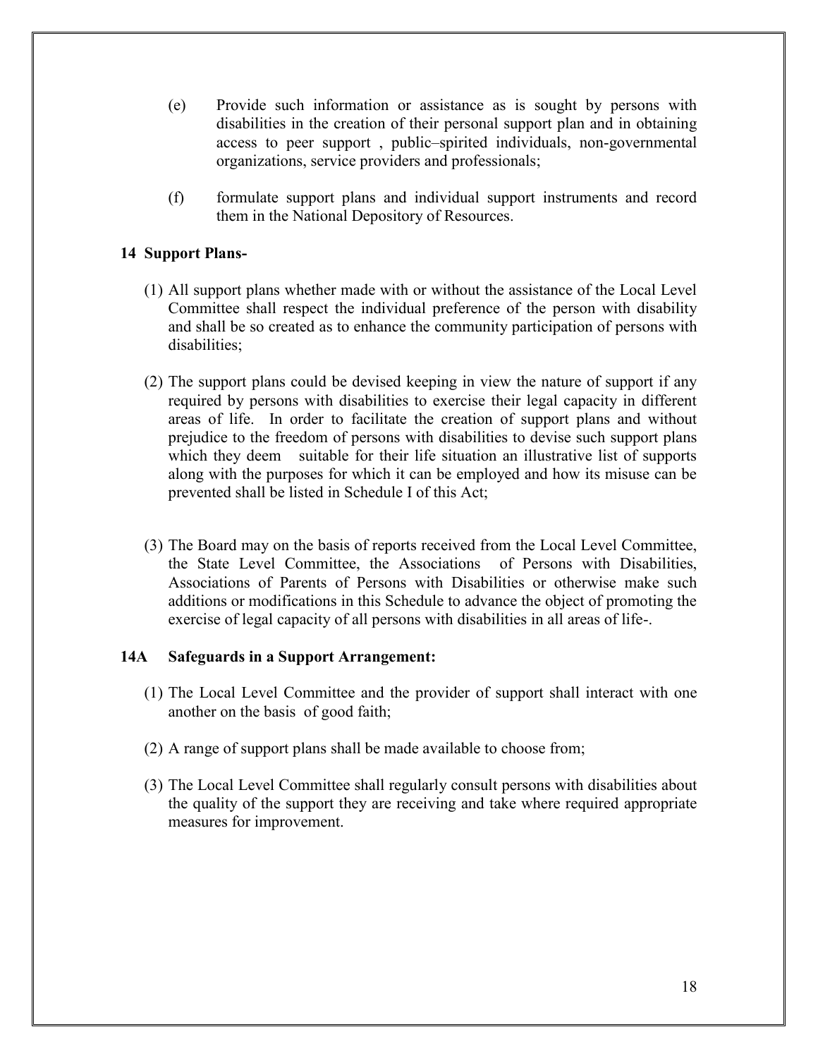(e) Provide such information or assistance as is sought by persons with disabilities in the creation of their personal support plan and in obtaining access to peer support , public–spirited individuals, non-governmental organizations, service providers and professionals;

(f) formulate support plans and individual support instruments and record them in the National Depository of Resources.

**14 Support Plans-**

(1) All support plans whether made with or without the assistance of the Local Level Committee shall respect the individual preference of the person with disability and shall be so created as to enhance the community participation of persons with disabilities;

(2) The support plans could be devised keeping in view the nature of support if any required by persons with disabilities to exercise their legal capacity in different areas of life. In order to facilitate the creation of support plans and without prejudice to the freedom of persons with disabilities to devise such support plans which they deem suitable for their life situation an illustrative list of supports along with the purposes for which it can be employed and how its misuse can be prevented shall be listed in Schedule I of this Act;

(3) The Board may on the basis of reports received from the Local Level Committee, the State Level Committee, the Associations of Persons with Disabilities, Associations of Parents of Persons with Disabilities or otherwise make such additions or modifications in this Schedule to advance the object of promoting the exercise of legal capacity of all persons with disabilities in all areas of life-.

**14A Safeguards in a Support Arrangement:**

(1) The Local Level Committee and the provider of support shall interact with one another on the basis of good faith;

(2) A range of support plans shall be made available to choose from;

(3) The Local Level Committee shall regularly consult persons with disabilities about the quality of the support they are receiving and take where required appropriate measures for improvement.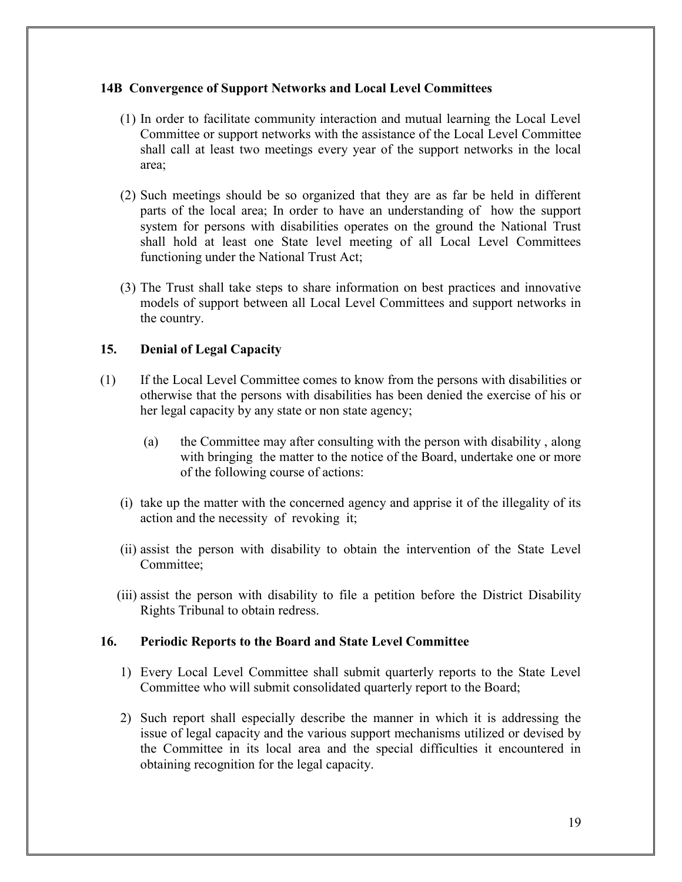**14B Convergence of Support Networks and Local Level Committees**

(1) In order to facilitate community interaction and mutual learning the Local Level Committee or support networks with the assistance of the Local Level Committee shall call at least two meetings every year of the support networks in the local area;

(2) Such meetings should be so organized that they are as far be held in different parts of the local area; In order to have an understanding of how the support system for persons with disabilities operates on the ground the National Trust shall hold at least one State level meeting of all Local Level Committees functioning under the National Trust Act;

(3) The Trust shall take steps to share information on best practices and innovative models of support between all Local Level Committees and support networks in the country.

**15. Denial of Legal Capacity**

(1) If the Local Level Committee comes to know from the persons with disabilities or otherwise that the persons with disabilities has been denied the exercise of his or her legal capacity by any state or non state agency;

(a) the Committee may after consulting with the person with disability , along with bringing the matter to the notice of the Board, undertake one or more of the following course of actions:

(i) take up the matter with the concerned agency and apprise it of the illegality of its action and the necessity of revoking it;

(ii) assist the person with disability to obtain the intervention of the State Level Committee;

(iii) assist the person with disability to file a petition before the District Disability Rights Tribunal to obtain redress.

**16. Periodic Reports to the Board and State Level Committee**

1) Every Local Level Committee shall submit quarterly reports to the State Level Committee who will submit consolidated quarterly report to the Board;

2) Such report shall especially describe the manner in which it is addressing the issue of legal capacity and the various support mechanisms utilized or devised by the Committee in its local area and the special difficulties it encountered in obtaining recognition for the legal capacity.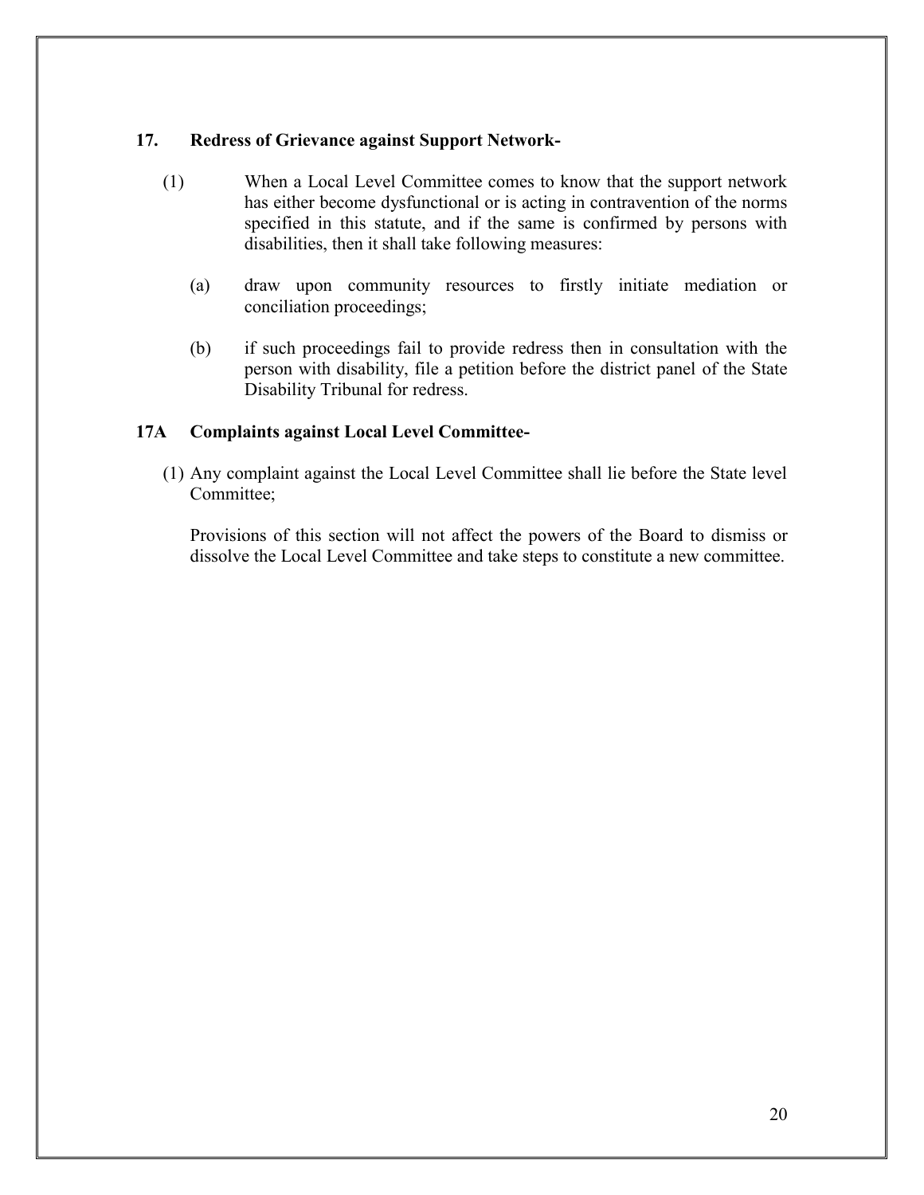**17. Redress of Grievance against Support Network-**

(1) When a Local Level Committee comes to know that the support network has either become dysfunctional or is acting in contravention of the norms specified in this statute, and if the same is confirmed by persons with disabilities, then it shall take following measures:

(a) draw upon community resources to firstly initiate mediation or conciliation proceedings;

(b) if such proceedings fail to provide redress then in consultation with the person with disability, file a petition before the district panel of the State Disability Tribunal for redress.

**17A Complaints against Local Level Committee-**

(1) Any complaint against the Local Level Committee shall lie before the State level Committee;

Provisions of this section will not affect the powers of the Board to dismiss or dissolve the Local Level Committee and take steps to constitute a new committee.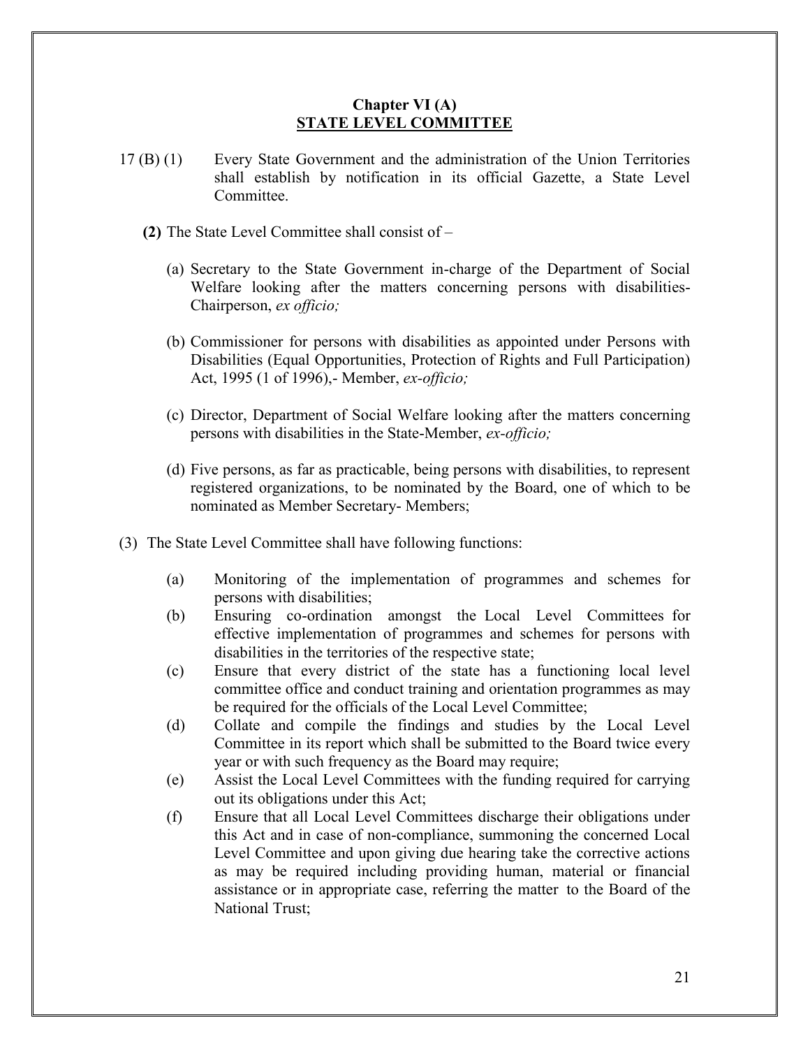## Chapter VI (A)
## STATE LEVEL COMMITTEE

17 (B) (1) Every State Government and the administration of the Union Territories shall establish by notification in its official Gazette, a State Level Committee.

**(2)** The State Level Committee shall consist of –

(a) Secretary to the State Government in-charge of the Department of Social Welfare looking after the matters concerning persons with disabilities- Chairperson, *ex officio;*

(b) Commissioner for persons with disabilities as appointed under Persons with Disabilities (Equal Opportunities, Protection of Rights and Full Participation) Act, 1995 (1 of 1996),- Member, *ex-officio;*

(c) Director, Department of Social Welfare looking after the matters concerning persons with disabilities in the State-Member, *ex-officio;*

(d) Five persons, as far as practicable, being persons with disabilities, to represent registered organizations, to be nominated by the Board, one of which to be nominated as Member Secretary- Members;

(3) The State Level Committee shall have following functions:

(a) Monitoring of the implementation of programmes and schemes for persons with disabilities;

(b) Ensuring co-ordination amongst the Local Level Committees for effective implementation of programmes and schemes for persons with disabilities in the territories of the respective state;

(c) Ensure that every district of the state has a functioning local level committee office and conduct training and orientation programmes as may be required for the officials of the Local Level Committee;

(d) Collate and compile the findings and studies by the Local Level Committee in its report which shall be submitted to the Board twice every year or with such frequency as the Board may require;

(e) Assist the Local Level Committees with the funding required for carrying out its obligations under this Act;

(f) Ensure that all Local Level Committees discharge their obligations under this Act and in case of non-compliance, summoning the concerned Local Level Committee and upon giving due hearing take the corrective actions as may be required including providing human, material or financial assistance or in appropriate case, referring the matter to the Board of the National Trust;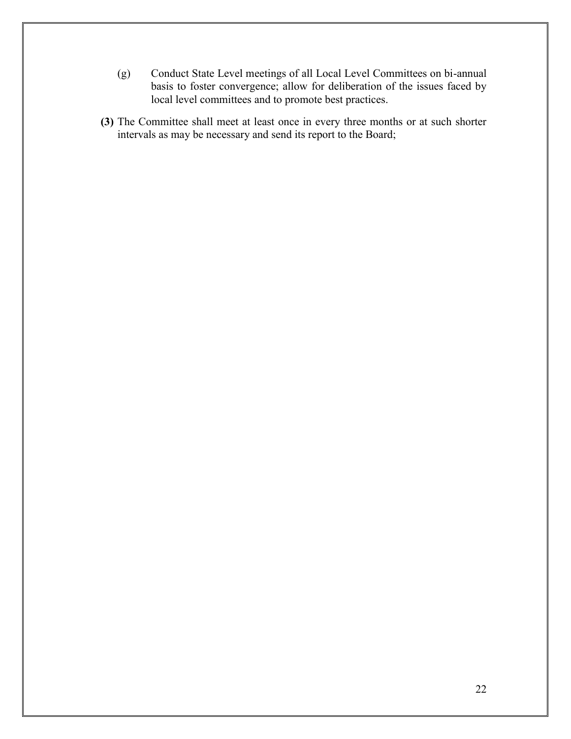(g) Conduct State Level meetings of all Local Level Committees on bi-annual basis to foster convergence; allow for deliberation of the issues faced by local level committees and to promote best practices.

**(3)** The Committee shall meet at least once in every three months or at such shorter intervals as may be necessary and send its report to the Board;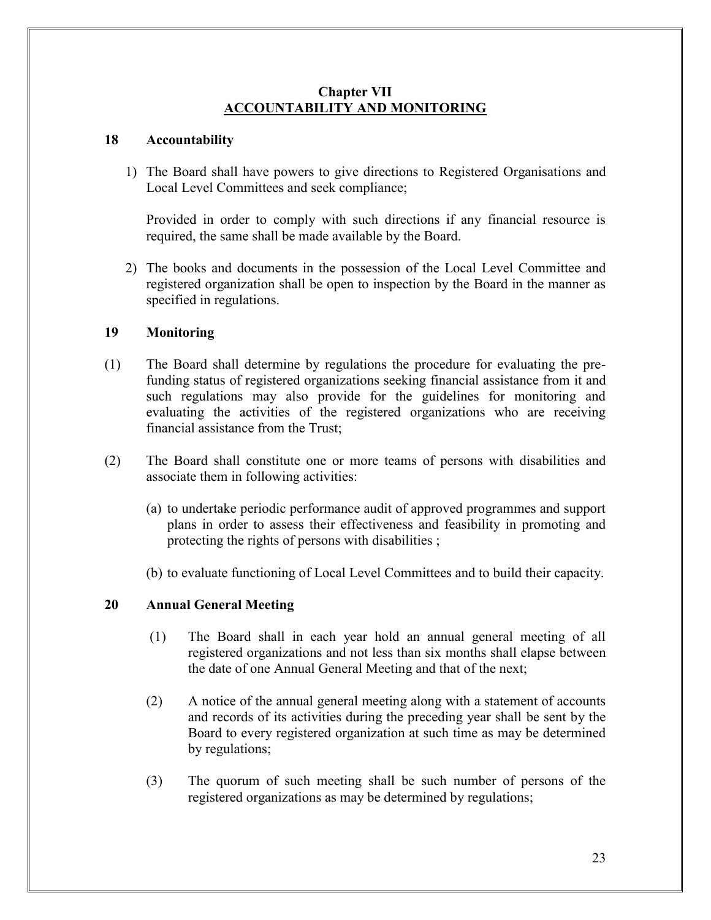## Chapter VII
## ACCOUNTABILITY AND MONITORING

### 18 Accountability

1) The Board shall have powers to give directions to Registered Organisations and Local Level Committees and seek compliance;

   Provided in order to comply with such directions if any financial resource is required, the same shall be made available by the Board.

2) The books and documents in the possession of the Local Level Committee and registered organization shall be open to inspection by the Board in the manner as specified in regulations.

### 19 Monitoring

(1) The Board shall determine by regulations the procedure for evaluating the pre-funding status of registered organizations seeking financial assistance from it and such regulations may also provide for the guidelines for monitoring and evaluating the activities of the registered organizations who are receiving financial assistance from the Trust;

(2) The Board shall constitute one or more teams of persons with disabilities and associate them in following activities:

   (a) to undertake periodic performance audit of approved programmes and support plans in order to assess their effectiveness and feasibility in promoting and protecting the rights of persons with disabilities ;

   (b) to evaluate functioning of Local Level Committees and to build their capacity.

### 20 Annual General Meeting

(1) The Board shall in each year hold an annual general meeting of all registered organizations and not less than six months shall elapse between the date of one Annual General Meeting and that of the next;

(2) A notice of the annual general meeting along with a statement of accounts and records of its activities during the preceding year shall be sent by the Board to every registered organization at such time as may be determined by regulations;

(3) The quorum of such meeting shall be such number of persons of the registered organizations as may be determined by regulations;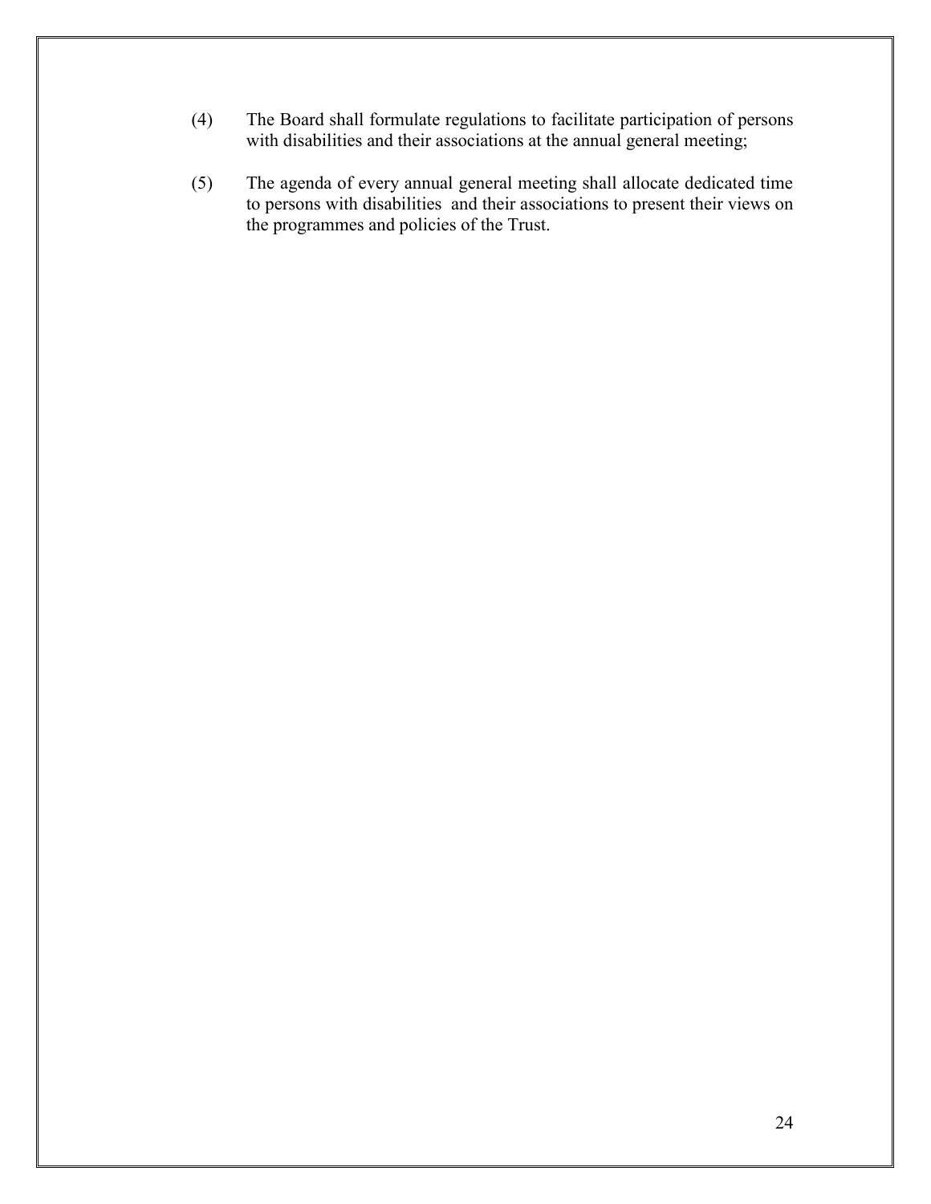(4) The Board shall formulate regulations to facilitate participation of persons with disabilities and their associations at the annual general meeting;

(5) The agenda of every annual general meeting shall allocate dedicated time to persons with disabilities and their associations to present their views on the programmes and policies of the Trust.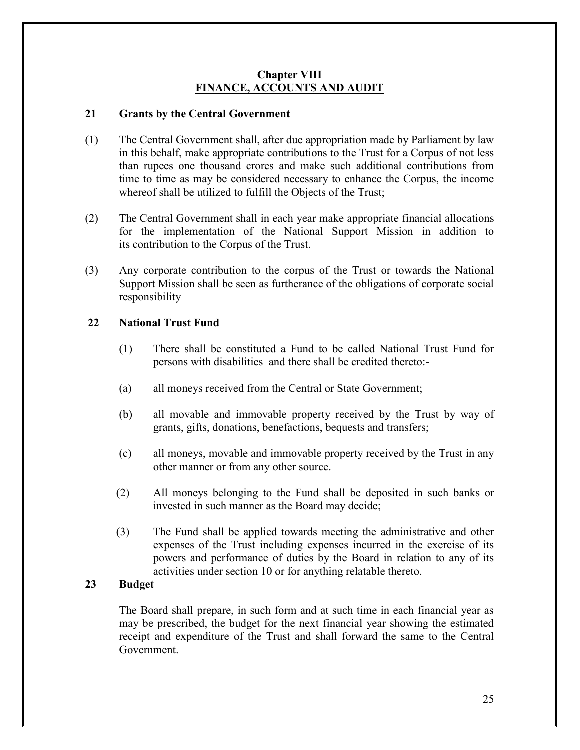## Chapter VIII
## FINANCE, ACCOUNTS AND AUDIT

### 21 Grants by the Central Government

(1) The Central Government shall, after due appropriation made by Parliament by law in this behalf, make appropriate contributions to the Trust for a Corpus of not less than rupees one thousand crores and make such additional contributions from time to time as may be considered necessary to enhance the Corpus, the income whereof shall be utilized to fulfill the Objects of the Trust;

(2) The Central Government shall in each year make appropriate financial allocations for the implementation of the National Support Mission in addition to its contribution to the Corpus of the Trust.

(3) Any corporate contribution to the corpus of the Trust or towards the National Support Mission shall be seen as furtherance of the obligations of corporate social responsibility

### 22 National Trust Fund

(1) There shall be constituted a Fund to be called National Trust Fund for persons with disabilities and there shall be credited thereto:-

(a) all moneys received from the Central or State Government;

(b) all movable and immovable property received by the Trust by way of grants, gifts, donations, benefactions, bequests and transfers;

(c) all moneys, movable and immovable property received by the Trust in any other manner or from any other source.

(2) All moneys belonging to the Fund shall be deposited in such banks or invested in such manner as the Board may decide;

(3) The Fund shall be applied towards meeting the administrative and other expenses of the Trust including expenses incurred in the exercise of its powers and performance of duties by the Board in relation to any of its activities under section 10 or for anything relatable thereto.

### 23 Budget

The Board shall prepare, in such form and at such time in each financial year as may be prescribed, the budget for the next financial year showing the estimated receipt and expenditure of the Trust and shall forward the same to the Central Government.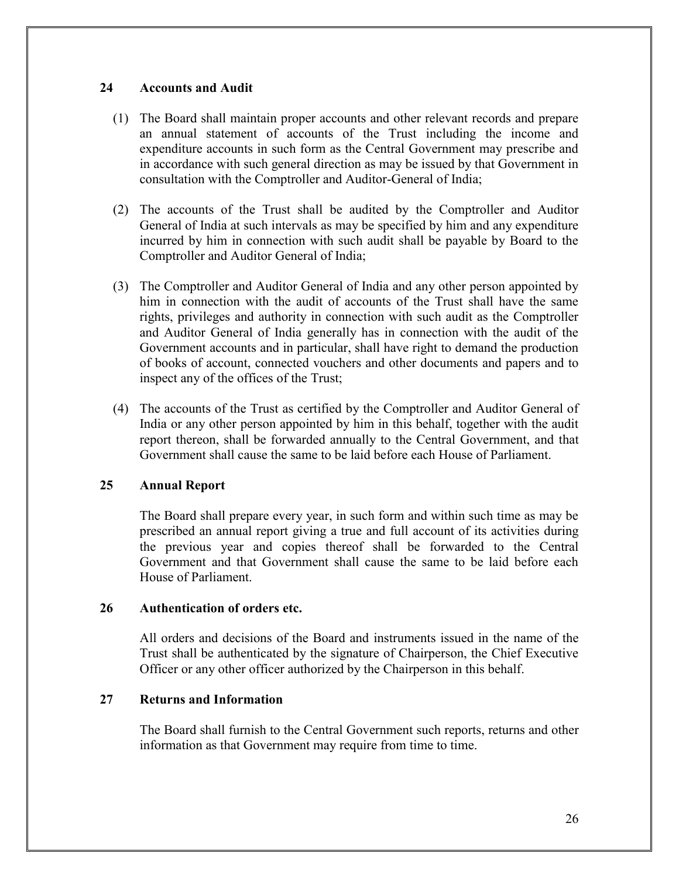## 24 Accounts and Audit

(1) The Board shall maintain proper accounts and other relevant records and prepare an annual statement of accounts of the Trust including the income and expenditure accounts in such form as the Central Government may prescribe and in accordance with such general direction as may be issued by that Government in consultation with the Comptroller and Auditor-General of India;

(2) The accounts of the Trust shall be audited by the Comptroller and Auditor General of India at such intervals as may be specified by him and any expenditure incurred by him in connection with such audit shall be payable by Board to the Comptroller and Auditor General of India;

(3) The Comptroller and Auditor General of India and any other person appointed by him in connection with the audit of accounts of the Trust shall have the same rights, privileges and authority in connection with such audit as the Comptroller and Auditor General of India generally has in connection with the audit of the Government accounts and in particular, shall have right to demand the production of books of account, connected vouchers and other documents and papers and to inspect any of the offices of the Trust;

(4) The accounts of the Trust as certified by the Comptroller and Auditor General of India or any other person appointed by him in this behalf, together with the audit report thereon, shall be forwarded annually to the Central Government, and that Government shall cause the same to be laid before each House of Parliament.

## 25 Annual Report

The Board shall prepare every year, in such form and within such time as may be prescribed an annual report giving a true and full account of its activities during the previous year and copies thereof shall be forwarded to the Central Government and that Government shall cause the same to be laid before each House of Parliament.

## 26 Authentication of orders etc.

All orders and decisions of the Board and instruments issued in the name of the Trust shall be authenticated by the signature of Chairperson, the Chief Executive Officer or any other officer authorized by the Chairperson in this behalf.

## 27 Returns and Information

The Board shall furnish to the Central Government such reports, returns and other information as that Government may require from time to time.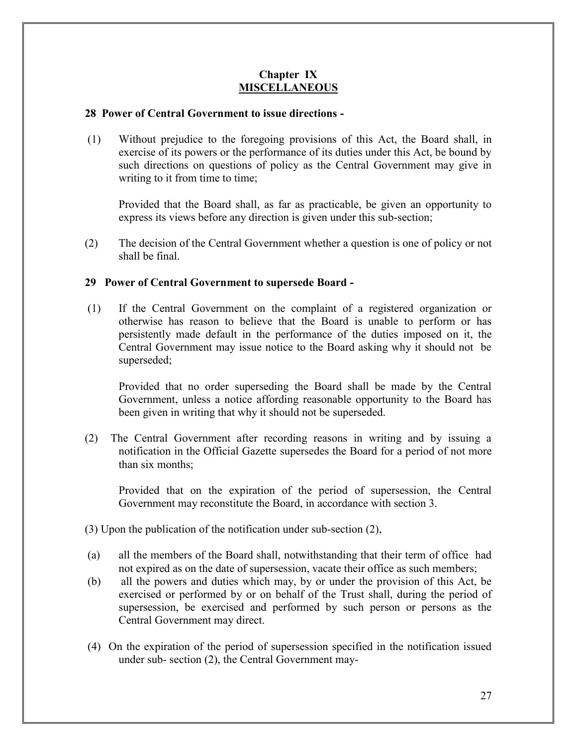## Chapter IX
## MISCELLANEOUS

**28 Power of Central Government to issue directions -**

(1) Without prejudice to the foregoing provisions of this Act, the Board shall, in exercise of its powers or the performance of its duties under this Act, be bound by such directions on questions of policy as the Central Government may give in writing to it from time to time;

Provided that the Board shall, as far as practicable, be given an opportunity to express its views before any direction is given under this sub-section;

(2) The decision of the Central Government whether a question is one of policy or not shall be final.

**29 Power of Central Government to supersede Board -**

(1) If the Central Government on the complaint of a registered organization or otherwise has reason to believe that the Board is unable to perform or has persistently made default in the performance of the duties imposed on it, the Central Government may issue notice to the Board asking why it should not be superseded;

Provided that no order superseding the Board shall be made by the Central Government, unless a notice affording reasonable opportunity to the Board has been given in writing that why it should not be superseded.

(2) The Central Government after recording reasons in writing and by issuing a notification in the Official Gazette supersedes the Board for a period of not more than six months;

Provided that on the expiration of the period of supersession, the Central Government may reconstitute the Board, in accordance with section 3.

(3) Upon the publication of the notification under sub-section (2),

(a) all the members of the Board shall, notwithstanding that their term of office had not expired as on the date of supersession, vacate their office as such members;

(b) all the powers and duties which may, by or under the provision of this Act, be exercised or performed by or on behalf of the Trust shall, during the period of supersession, be exercised and performed by such person or persons as the Central Government may direct.

(4) On the expiration of the period of supersession specified in the notification issued under sub- section (2), the Central Government may-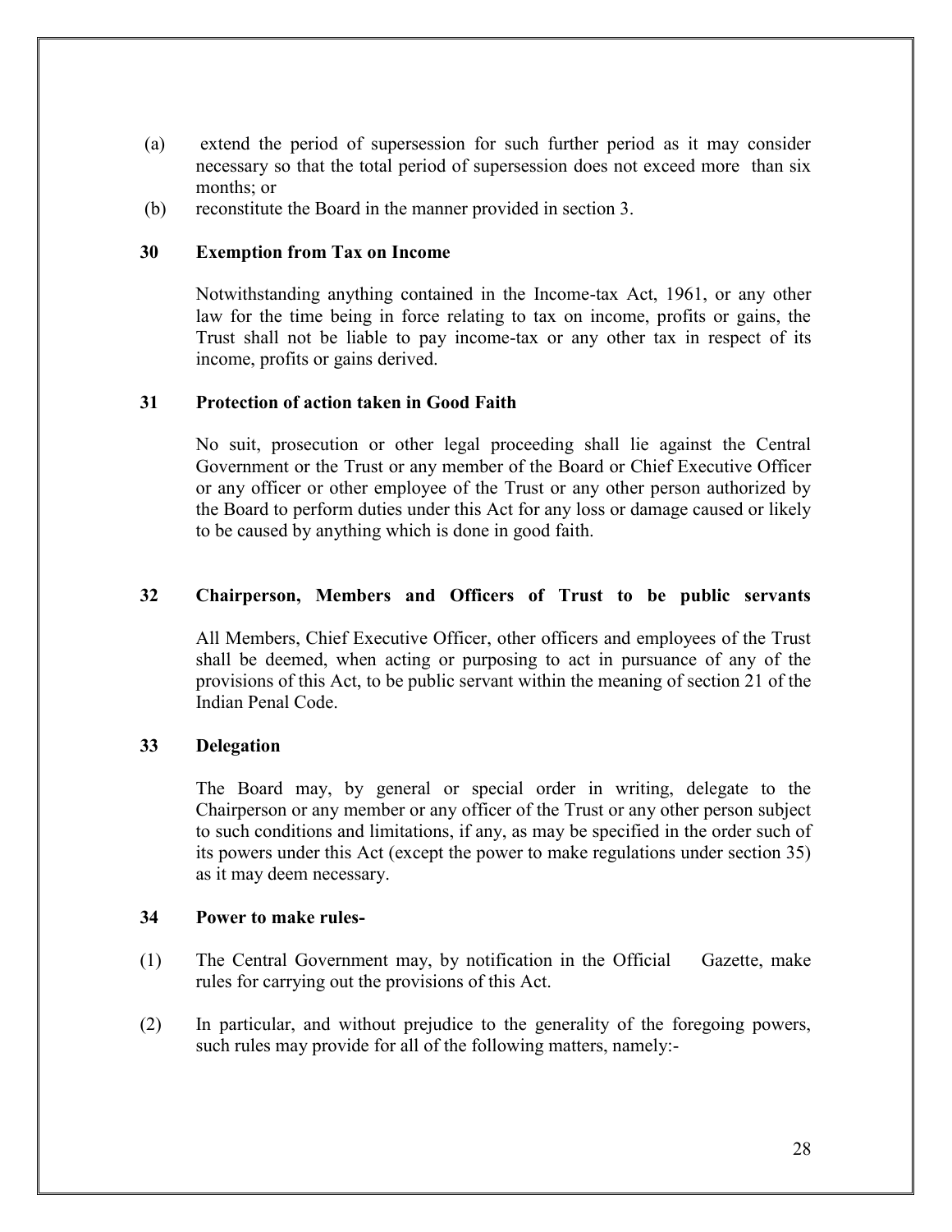(a) extend the period of supersession for such further period as it may consider necessary so that the total period of supersession does not exceed more than six months; or

(b) reconstitute the Board in the manner provided in section 3.

**30 Exemption from Tax on Income**

Notwithstanding anything contained in the Income-tax Act, 1961, or any other law for the time being in force relating to tax on income, profits or gains, the Trust shall not be liable to pay income-tax or any other tax in respect of its income, profits or gains derived.

**31 Protection of action taken in Good Faith**

No suit, prosecution or other legal proceeding shall lie against the Central Government or the Trust or any member of the Board or Chief Executive Officer or any officer or other employee of the Trust or any other person authorized by the Board to perform duties under this Act for any loss or damage caused or likely to be caused by anything which is done in good faith.

**32 Chairperson, Members and Officers of Trust to be public servants**

All Members, Chief Executive Officer, other officers and employees of the Trust shall be deemed, when acting or purposing to act in pursuance of any of the provisions of this Act, to be public servant within the meaning of section 21 of the Indian Penal Code.

**33 Delegation**

The Board may, by general or special order in writing, delegate to the Chairperson or any member or any officer of the Trust or any other person subject to such conditions and limitations, if any, as may be specified in the order such of its powers under this Act (except the power to make regulations under section 35) as it may deem necessary.

**34 Power to make rules-**

(1) The Central Government may, by notification in the Official Gazette, make rules for carrying out the provisions of this Act.

(2) In particular, and without prejudice to the generality of the foregoing powers, such rules may provide for all of the following matters, namely:-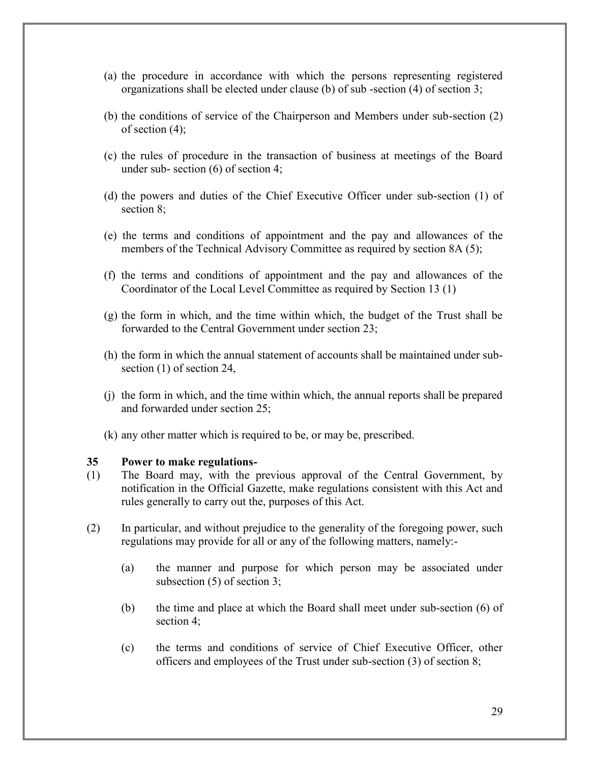(a) the procedure in accordance with which the persons representing registered organizations shall be elected under clause (b) of sub -section (4) of section 3;

(b) the conditions of service of the Chairperson and Members under sub-section (2) of section (4);

(c) the rules of procedure in the transaction of business at meetings of the Board under sub- section (6) of section 4;

(d) the powers and duties of the Chief Executive Officer under sub-section (1) of section 8;

(e) the terms and conditions of appointment and the pay and allowances of the members of the Technical Advisory Committee as required by section 8A (5);

(f) the terms and conditions of appointment and the pay and allowances of the Coordinator of the Local Level Committee as required by Section 13 (1)

(g) the form in which, and the time within which, the budget of the Trust shall be forwarded to the Central Government under section 23;

(h) the form in which the annual statement of accounts shall be maintained under sub-section (1) of section 24,

(j) the form in which, and the time within which, the annual reports shall be prepared and forwarded under section 25;

(k) any other matter which is required to be, or may be, prescribed.

**35 Power to make regulations-**

(1) The Board may, with the previous approval of the Central Government, by notification in the Official Gazette, make regulations consistent with this Act and rules generally to carry out the, purposes of this Act.

(2) In particular, and without prejudice to the generality of the foregoing power, such regulations may provide for all or any of the following matters, namely:-

(a) the manner and purpose for which person may be associated under subsection (5) of section 3;

(b) the time and place at which the Board shall meet under sub-section (6) of section 4;

(c) the terms and conditions of service of Chief Executive Officer, other officers and employees of the Trust under sub-section (3) of section 8;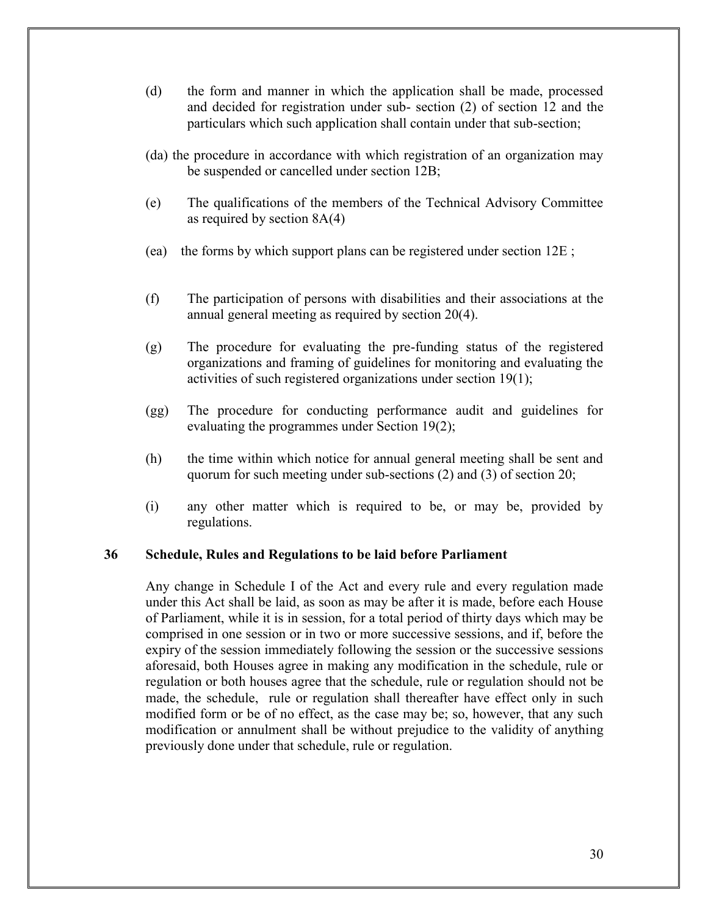(d) the form and manner in which the application shall be made, processed and decided for registration under sub- section (2) of section 12 and the particulars which such application shall contain under that sub-section;

(da) the procedure in accordance with which registration of an organization may be suspended or cancelled under section 12B;

(e) The qualifications of the members of the Technical Advisory Committee as required by section 8A(4)

(ea) the forms by which support plans can be registered under section 12E ;

(f) The participation of persons with disabilities and their associations at the annual general meeting as required by section 20(4).

(g) The procedure for evaluating the pre-funding status of the registered organizations and framing of guidelines for monitoring and evaluating the activities of such registered organizations under section 19(1);

(gg) The procedure for conducting performance audit and guidelines for evaluating the programmes under Section 19(2);

(h) the time within which notice for annual general meeting shall be sent and quorum for such meeting under sub-sections (2) and (3) of section 20;

(i) any other matter which is required to be, or may be, provided by regulations.

**36 Schedule, Rules and Regulations to be laid before Parliament**

Any change in Schedule I of the Act and every rule and every regulation made under this Act shall be laid, as soon as may be after it is made, before each House of Parliament, while it is in session, for a total period of thirty days which may be comprised in one session or in two or more successive sessions, and if, before the expiry of the session immediately following the session or the successive sessions aforesaid, both Houses agree in making any modification in the schedule, rule or regulation or both houses agree that the schedule, rule or regulation should not be made, the schedule, rule or regulation shall thereafter have effect only in such modified form or be of no effect, as the case may be; so, however, that any such modification or annulment shall be without prejudice to the validity of anything previously done under that schedule, rule or regulation.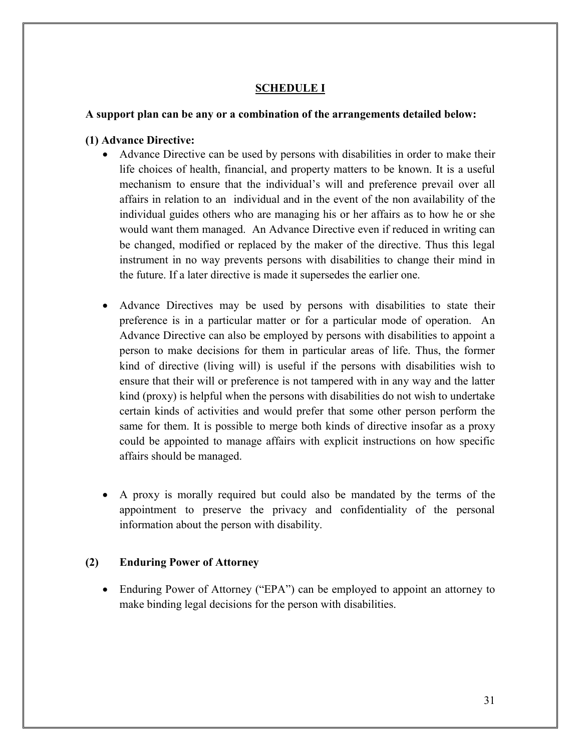## SCHEDULE I

**A support plan can be any or a combination of the arrangements detailed below:**

**(1) Advance Directive:**

- Advance Directive can be used by persons with disabilities in order to make their life choices of health, financial, and property matters to be known. It is a useful mechanism to ensure that the individual's will and preference prevail over all affairs in relation to an individual and in the event of the non availability of the individual guides others who are managing his or her affairs as to how he or she would want them managed. An Advance Directive even if reduced in writing can be changed, modified or replaced by the maker of the directive. Thus this legal instrument in no way prevents persons with disabilities to change their mind in the future. If a later directive is made it supersedes the earlier one.

- Advance Directives may be used by persons with disabilities to state their preference is in a particular matter or for a particular mode of operation. An Advance Directive can also be employed by persons with disabilities to appoint a person to make decisions for them in particular areas of life. Thus, the former kind of directive (living will) is useful if the persons with disabilities wish to ensure that their will or preference is not tampered with in any way and the latter kind (proxy) is helpful when the persons with disabilities do not wish to undertake certain kinds of activities and would prefer that some other person perform the same for them. It is possible to merge both kinds of directive insofar as a proxy could be appointed to manage affairs with explicit instructions on how specific affairs should be managed.

- A proxy is morally required but could also be mandated by the terms of the appointment to preserve the privacy and confidentiality of the personal information about the person with disability.

**(2) Enduring Power of Attorney**

- Enduring Power of Attorney ("EPA") can be employed to appoint an attorney to make binding legal decisions for the person with disabilities.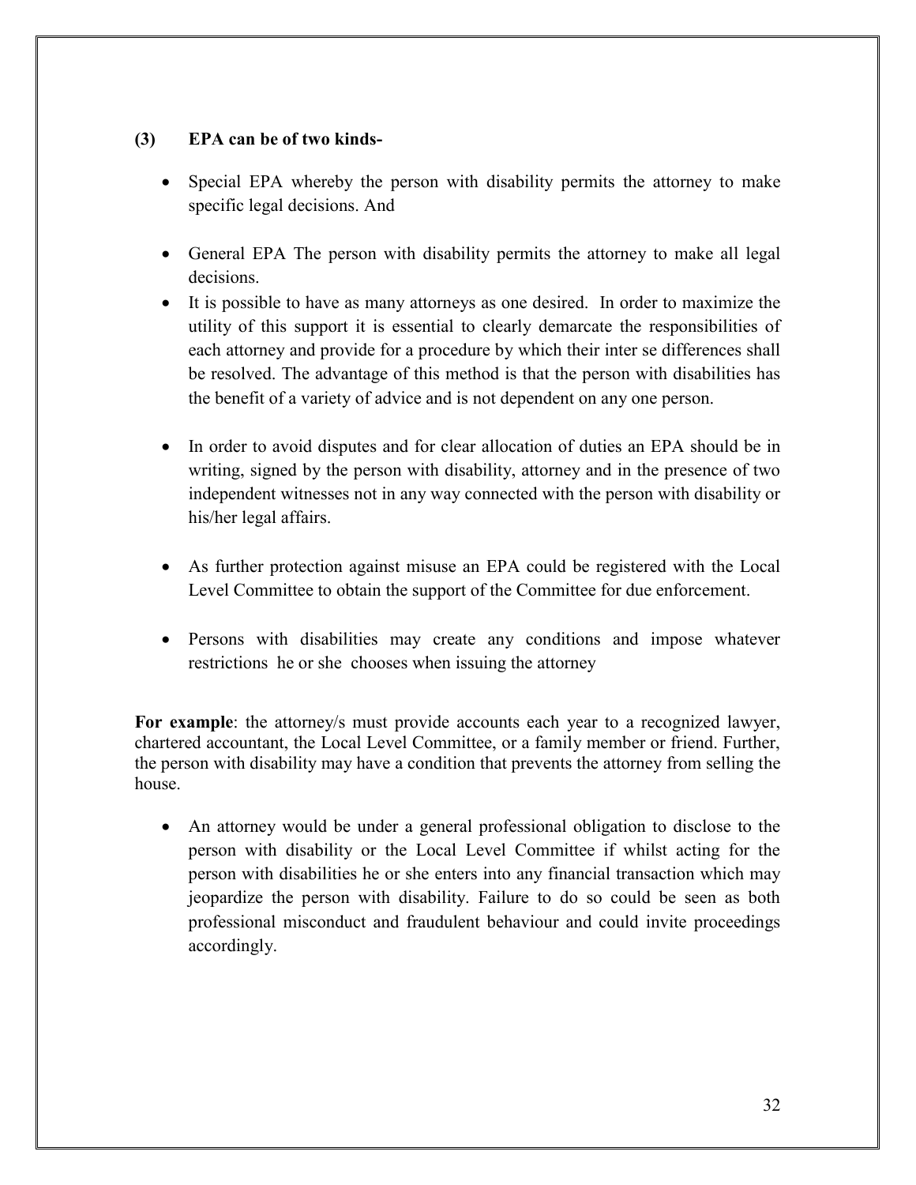**(3) EPA can be of two kinds-**

- Special EPA whereby the person with disability permits the attorney to make specific legal decisions. And

- General EPA The person with disability permits the attorney to make all legal decisions.
- It is possible to have as many attorneys as one desired. In order to maximize the utility of this support it is essential to clearly demarcate the responsibilities of each attorney and provide for a procedure by which their inter se differences shall be resolved. The advantage of this method is that the person with disabilities has the benefit of a variety of advice and is not dependent on any one person.

- In order to avoid disputes and for clear allocation of duties an EPA should be in writing, signed by the person with disability, attorney and in the presence of two independent witnesses not in any way connected with the person with disability or his/her legal affairs.

- As further protection against misuse an EPA could be registered with the Local Level Committee to obtain the support of the Committee for due enforcement.

- Persons with disabilities may create any conditions and impose whatever restrictions he or she chooses when issuing the attorney

**For example**: the attorney/s must provide accounts each year to a recognized lawyer, chartered accountant, the Local Level Committee, or a family member or friend. Further, the person with disability may have a condition that prevents the attorney from selling the house.

- An attorney would be under a general professional obligation to disclose to the person with disability or the Local Level Committee if whilst acting for the person with disabilities he or she enters into any financial transaction which may jeopardize the person with disability. Failure to do so could be seen as both professional misconduct and fraudulent behaviour and could invite proceedings accordingly.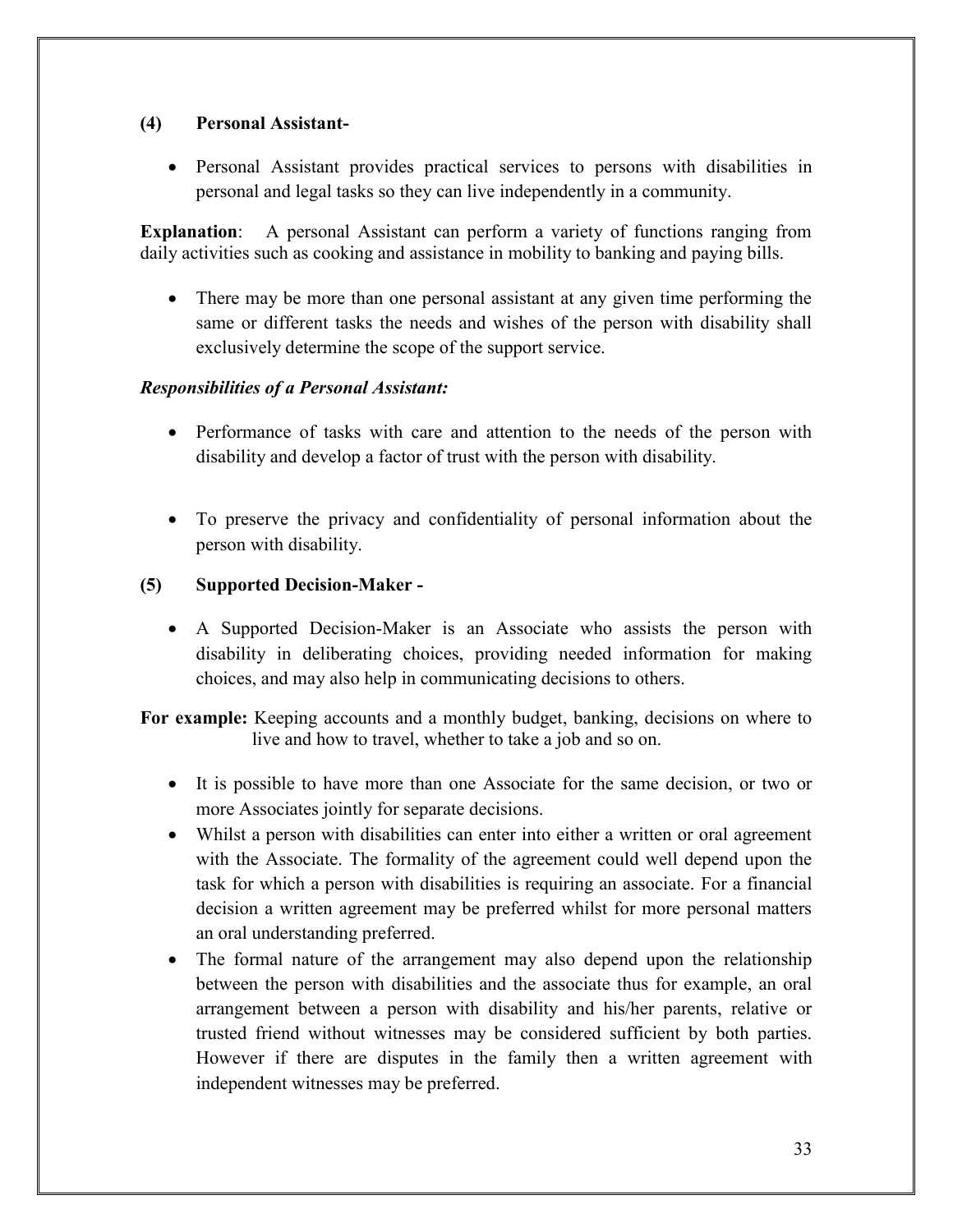**(4) Personal Assistant-**

- Personal Assistant provides practical services to persons with disabilities in personal and legal tasks so they can live independently in a community.

**Explanation**: A personal Assistant can perform a variety of functions ranging from daily activities such as cooking and assistance in mobility to banking and paying bills.

- There may be more than one personal assistant at any given time performing the same or different tasks the needs and wishes of the person with disability shall exclusively determine the scope of the support service.

***Responsibilities of a Personal Assistant:***

- Performance of tasks with care and attention to the needs of the person with disability and develop a factor of trust with the person with disability.

- To preserve the privacy and confidentiality of personal information about the person with disability.

**(5) Supported Decision-Maker -**

- A Supported Decision-Maker is an Associate who assists the person with disability in deliberating choices, providing needed information for making choices, and may also help in communicating decisions to others.

**For example:** Keeping accounts and a monthly budget, banking, decisions on where to live and how to travel, whether to take a job and so on.

- It is possible to have more than one Associate for the same decision, or two or more Associates jointly for separate decisions.
- Whilst a person with disabilities can enter into either a written or oral agreement with the Associate. The formality of the agreement could well depend upon the task for which a person with disabilities is requiring an associate. For a financial decision a written agreement may be preferred whilst for more personal matters an oral understanding preferred.
- The formal nature of the arrangement may also depend upon the relationship between the person with disabilities and the associate thus for example, an oral arrangement between a person with disability and his/her parents, relative or trusted friend without witnesses may be considered sufficient by both parties. However if there are disputes in the family then a written agreement with independent witnesses may be preferred.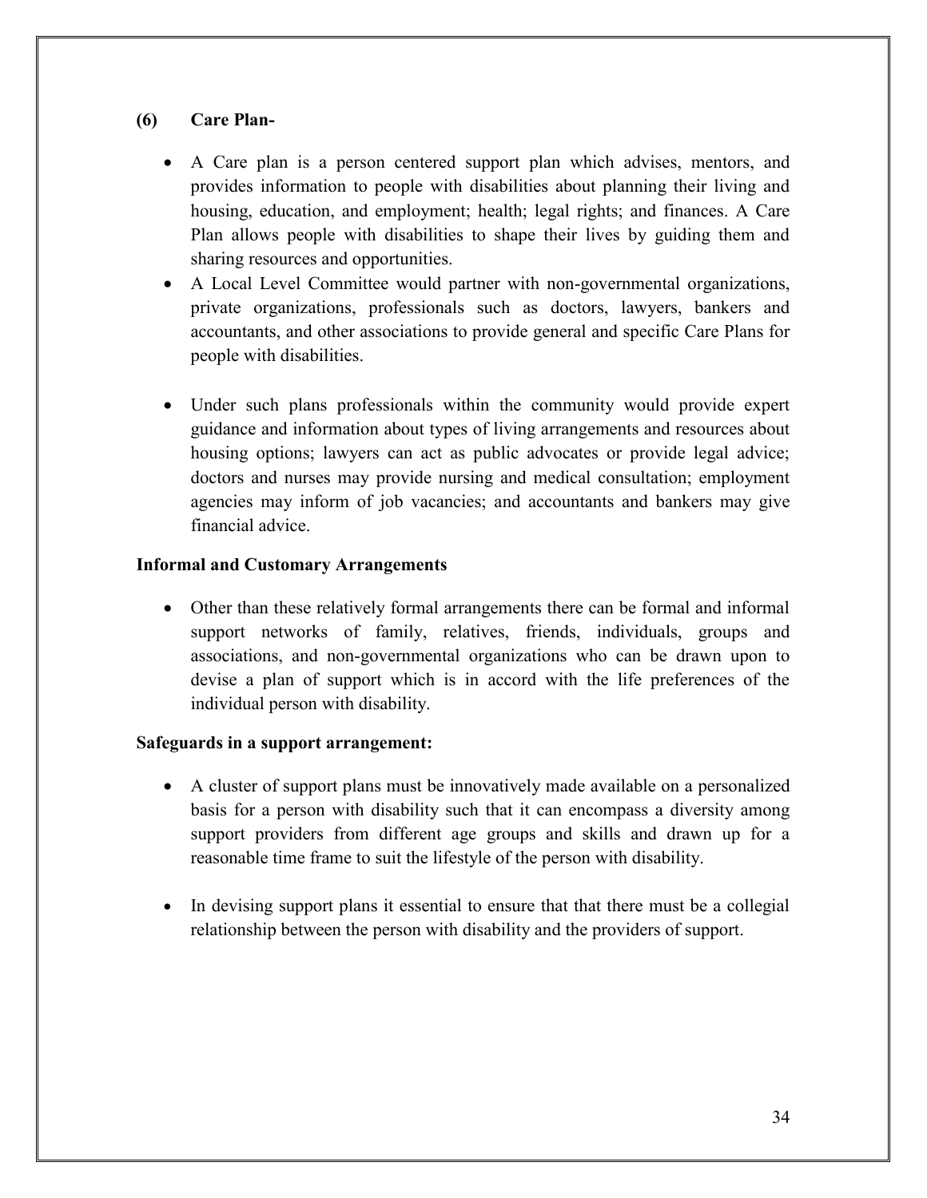**(6) Care Plan-**

- A Care plan is a person centered support plan which advises, mentors, and provides information to people with disabilities about planning their living and housing, education, and employment; health; legal rights; and finances. A Care Plan allows people with disabilities to shape their lives by guiding them and sharing resources and opportunities.
- A Local Level Committee would partner with non-governmental organizations, private organizations, professionals such as doctors, lawyers, bankers and accountants, and other associations to provide general and specific Care Plans for people with disabilities.

- Under such plans professionals within the community would provide expert guidance and information about types of living arrangements and resources about housing options; lawyers can act as public advocates or provide legal advice; doctors and nurses may provide nursing and medical consultation; employment agencies may inform of job vacancies; and accountants and bankers may give financial advice.

**Informal and Customary Arrangements**

- Other than these relatively formal arrangements there can be formal and informal support networks of family, relatives, friends, individuals, groups and associations, and non-governmental organizations who can be drawn upon to devise a plan of support which is in accord with the life preferences of the individual person with disability.

**Safeguards in a support arrangement:**

- A cluster of support plans must be innovatively made available on a personalized basis for a person with disability such that it can encompass a diversity among support providers from different age groups and skills and drawn up for a reasonable time frame to suit the lifestyle of the person with disability.

- In devising support plans it essential to ensure that that there must be a collegial relationship between the person with disability and the providers of support.